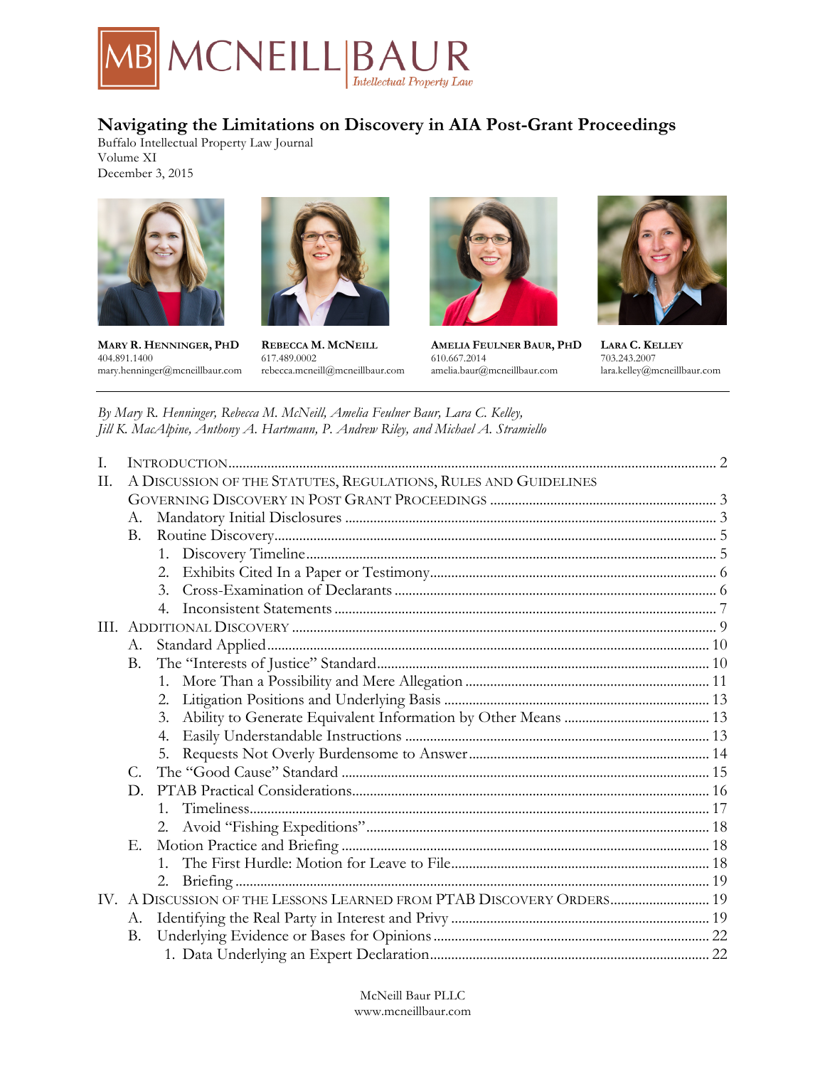MB MCNEILL BAUR
Intellectual Property Law

# Navigating the Limitations on Discovery in AIA Post-Grant Proceedings

Buffalo Intellectual Property Law Journal
Volume XI
December 3, 2015

**MARY R. HENNINGER, PHD**
404.891.1400
mary.henninger@mcneillbaur.com

**REBECCA M. MCNEILL**
617.489.0002
rebecca.mcneill@mcneillbaur.com

**AMELIA FEULNER BAUR, PHD**
610.667.2014
amelia.baur@mcneillbaur.com

**LARA C. KELLEY**
703.243.2007
lara.kelley@mcneillbaur.com

---

*By Mary R. Henninger, Rebecca M. McNeill, Amelia Feulner Baur, Lara C. Kelley, Jill K. MacAlpine, Anthony A. Hartmann, P. Andrew Riley, and Michael A. Stramiello*

- I. INTRODUCTION ..... 2
- II. A DISCUSSION OF THE STATUTES, REGULATIONS, RULES AND GUIDELINES GOVERNING DISCOVERY IN POST GRANT PROCEEDINGS ..... 3
  - A. Mandatory Initial Disclosures ..... 3
  - B. Routine Discovery ..... 5
    1. Discovery Timeline ..... 5
    2. Exhibits Cited In a Paper or Testimony ..... 6
    3. Cross-Examination of Declarants ..... 6
    4. Inconsistent Statements ..... 7
- III. ADDITIONAL DISCOVERY ..... 9
  - A. Standard Applied ..... 10
  - B. The "Interests of Justice" Standard ..... 10
    1. More Than a Possibility and Mere Allegation ..... 11
    2. Litigation Positions and Underlying Basis ..... 13
    3. Ability to Generate Equivalent Information by Other Means ..... 13
    4. Easily Understandable Instructions ..... 13
    5. Requests Not Overly Burdensome to Answer ..... 14
  - C. The "Good Cause" Standard ..... 15
  - D. PTAB Practical Considerations ..... 16
    1. Timeliness ..... 17
    2. Avoid "Fishing Expeditions" ..... 18
  - E. Motion Practice and Briefing ..... 18
    1. The First Hurdle: Motion for Leave to File ..... 18
    2. Briefing ..... 19
- IV. A DISCUSSION OF THE LESSONS LEARNED FROM PTAB DISCOVERY ORDERS ..... 19
  - A. Identifying the Real Party in Interest and Privy ..... 19
  - B. Underlying Evidence or Bases for Opinions ..... 22
    1. Data Underlying an Expert Declaration ..... 22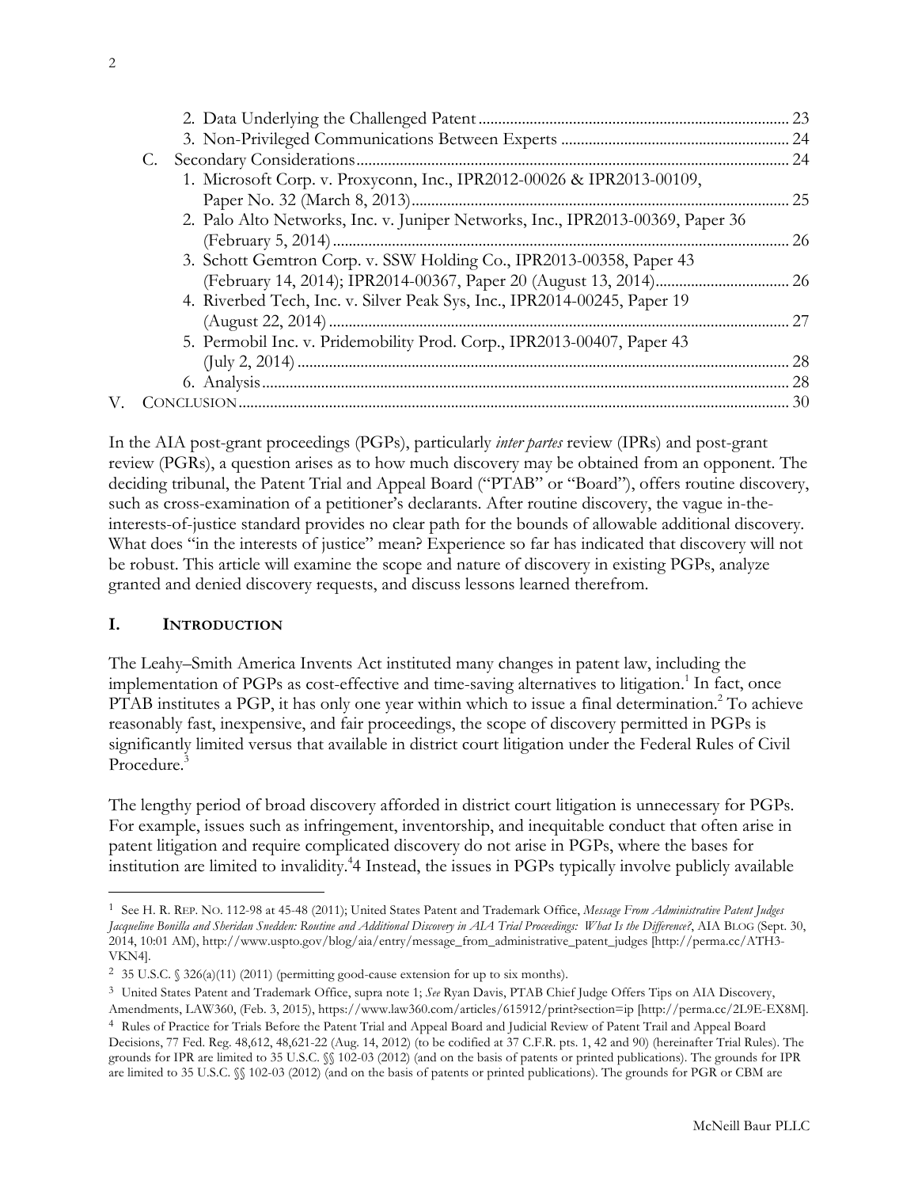2. Data Underlying the Challenged Patent ........ 23
3. Non-Privileged Communications Between Experts ........ 24

C. Secondary Considerations ........ 24

1. Microsoft Corp. v. Proxyconn, Inc., IPR2012-00026 & IPR2013-00109, Paper No. 32 (March 8, 2013) ........ 25
2. Palo Alto Networks, Inc. v. Juniper Networks, Inc., IPR2013-00369, Paper 36 (February 5, 2014) ........ 26
3. Schott Gemtron Corp. v. SSW Holding Co., IPR2013-00358, Paper 43 (February 14, 2014); IPR2014-00367, Paper 20 (August 13, 2014) ........ 26
4. Riverbed Tech, Inc. v. Silver Peak Sys, Inc., IPR2014-00245, Paper 19 (August 22, 2014) ........ 27
5. Permobil Inc. v. Pridemobility Prod. Corp., IPR2013-00407, Paper 43 (July 2, 2014) ........ 28
6. Analysis ........ 28

V. CONCLUSION ........ 30

In the AIA post-grant proceedings (PGPs), particularly *inter partes* review (IPRs) and post-grant review (PGRs), a question arises as to how much discovery may be obtained from an opponent. The deciding tribunal, the Patent Trial and Appeal Board ("PTAB" or "Board"), offers routine discovery, such as cross-examination of a petitioner's declarants. After routine discovery, the vague in-the-interests-of-justice standard provides no clear path for the bounds of allowable additional discovery. What does "in the interests of justice" mean? Experience so far has indicated that discovery will not be robust. This article will examine the scope and nature of discovery in existing PGPs, analyze granted and denied discovery requests, and discuss lessons learned therefrom.

## I. INTRODUCTION

The Leahy–Smith America Invents Act instituted many changes in patent law, including the implementation of PGPs as cost-effective and time-saving alternatives to litigation.[1] In fact, once PTAB institutes a PGP, it has only one year within which to issue a final determination.[2] To achieve reasonably fast, inexpensive, and fair proceedings, the scope of discovery permitted in PGPs is significantly limited versus that available in district court litigation under the Federal Rules of Civil Procedure.[3]

The lengthy period of broad discovery afforded in district court litigation is unnecessary for PGPs. For example, issues such as infringement, inventorship, and inequitable conduct that often arise in patent litigation and require complicated discovery do not arise in PGPs, where the bases for institution are limited to invalidity.[4]4 Instead, the issues in PGPs typically involve publicly available

---

[1] See H. R. REP. NO. 112-98 at 45-48 (2011); United States Patent and Trademark Office, *Message From Administrative Patent Judges Jacqueline Bonilla and Sheridan Snedden: Routine and Additional Discovery in AIA Trial Proceedings: What Is the Difference?*, AIA BLOG (Sept. 30, 2014, 10:01 AM), http://www.uspto.gov/blog/aia/entry/message_from_administrative_patent_judges [http://perma.cc/ATH3-VKN4].

[2] 35 U.S.C. § 326(a)(11) (2011) (permitting good-cause extension for up to six months).

[3] United States Patent and Trademark Office, supra note 1; *See* Ryan Davis, PTAB Chief Judge Offers Tips on AIA Discovery, Amendments, LAW360, (Feb. 3, 2015), https://www.law360.com/articles/615912/print?section=ip [http://perma.cc/2L9E-EX8M].

[4] Rules of Practice for Trials Before the Patent Trial and Appeal Board and Judicial Review of Patent Trail and Appeal Board Decisions, 77 Fed. Reg. 48,612, 48,621-22 (Aug. 14, 2012) (to be codified at 37 C.F.R. pts. 1, 42 and 90) (hereinafter Trial Rules). The grounds for IPR are limited to 35 U.S.C. §§ 102-03 (2012) (and on the basis of patents or printed publications). The grounds for IPR are limited to 35 U.S.C. §§ 102-03 (2012) (and on the basis of patents or printed publications). The grounds for PGR or CBM are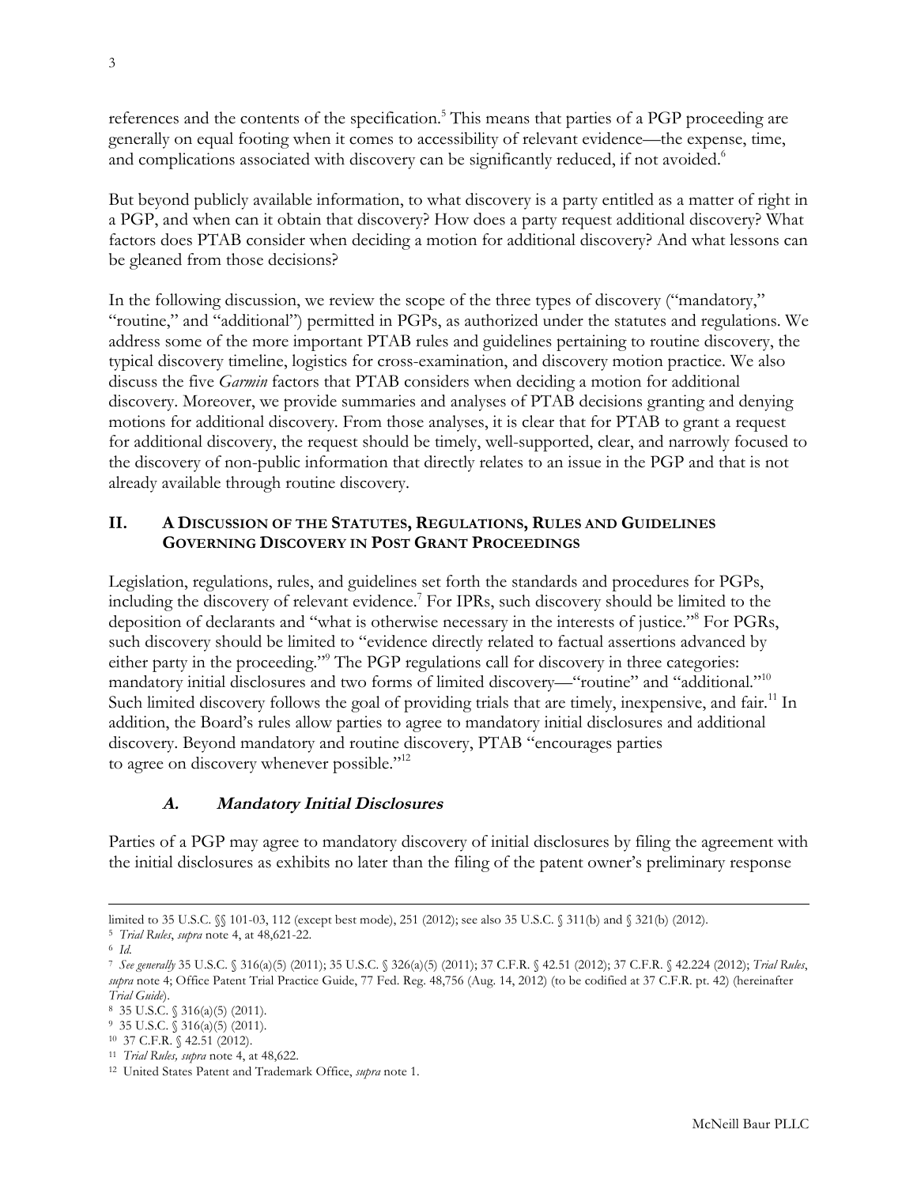references and the contents of the specification.[5] This means that parties of a PGP proceeding are generally on equal footing when it comes to accessibility of relevant evidence—the expense, time, and complications associated with discovery can be significantly reduced, if not avoided.[6]

But beyond publicly available information, to what discovery is a party entitled as a matter of right in a PGP, and when can it obtain that discovery? How does a party request additional discovery? What factors does PTAB consider when deciding a motion for additional discovery? And what lessons can be gleaned from those decisions?

In the following discussion, we review the scope of the three types of discovery ("mandatory," "routine," and "additional") permitted in PGPs, as authorized under the statutes and regulations. We address some of the more important PTAB rules and guidelines pertaining to routine discovery, the typical discovery timeline, logistics for cross-examination, and discovery motion practice. We also discuss the five *Garmin* factors that PTAB considers when deciding a motion for additional discovery. Moreover, we provide summaries and analyses of PTAB decisions granting and denying motions for additional discovery. From those analyses, it is clear that for PTAB to grant a request for additional discovery, the request should be timely, well-supported, clear, and narrowly focused to the discovery of non-public information that directly relates to an issue in the PGP and that is not already available through routine discovery.

## II. A Discussion of the Statutes, Regulations, Rules and Guidelines Governing Discovery in Post Grant Proceedings

Legislation, regulations, rules, and guidelines set forth the standards and procedures for PGPs, including the discovery of relevant evidence.[7] For IPRs, such discovery should be limited to the deposition of declarants and "what is otherwise necessary in the interests of justice."[8] For PGRs, such discovery should be limited to "evidence directly related to factual assertions advanced by either party in the proceeding."[9] The PGP regulations call for discovery in three categories: mandatory initial disclosures and two forms of limited discovery—"routine" and "additional."[10] Such limited discovery follows the goal of providing trials that are timely, inexpensive, and fair.[11] In addition, the Board's rules allow parties to agree to mandatory initial disclosures and additional discovery. Beyond mandatory and routine discovery, PTAB "encourages parties to agree on discovery whenever possible."[12]

### A. *Mandatory Initial Disclosures*

Parties of a PGP may agree to mandatory discovery of initial disclosures by filing the agreement with the initial disclosures as exhibits no later than the filing of the patent owner's preliminary response

---

limited to 35 U.S.C. §§ 101-03, 112 (except best mode), 251 (2012); see also 35 U.S.C. § 311(b) and § 321(b) (2012).

[5] *Trial Rules*, *supra* note 4, at 48,621-22.

[6] *Id.*

[7] *See generally* 35 U.S.C. § 316(a)(5) (2011); 35 U.S.C. § 326(a)(5) (2011); 37 C.F.R. § 42.51 (2012); 37 C.F.R. § 42.224 (2012); *Trial Rules*, *supra* note 4; Office Patent Trial Practice Guide, 77 Fed. Reg. 48,756 (Aug. 14, 2012) (to be codified at 37 C.F.R. pt. 42) (hereinafter *Trial Guide*).

[8] 35 U.S.C. § 316(a)(5) (2011).

[9] 35 U.S.C. § 316(a)(5) (2011).

[10] 37 C.F.R. § 42.51 (2012).

[11] *Trial Rules, supra* note 4, at 48,622.

[12] United States Patent and Trademark Office, *supra* note 1.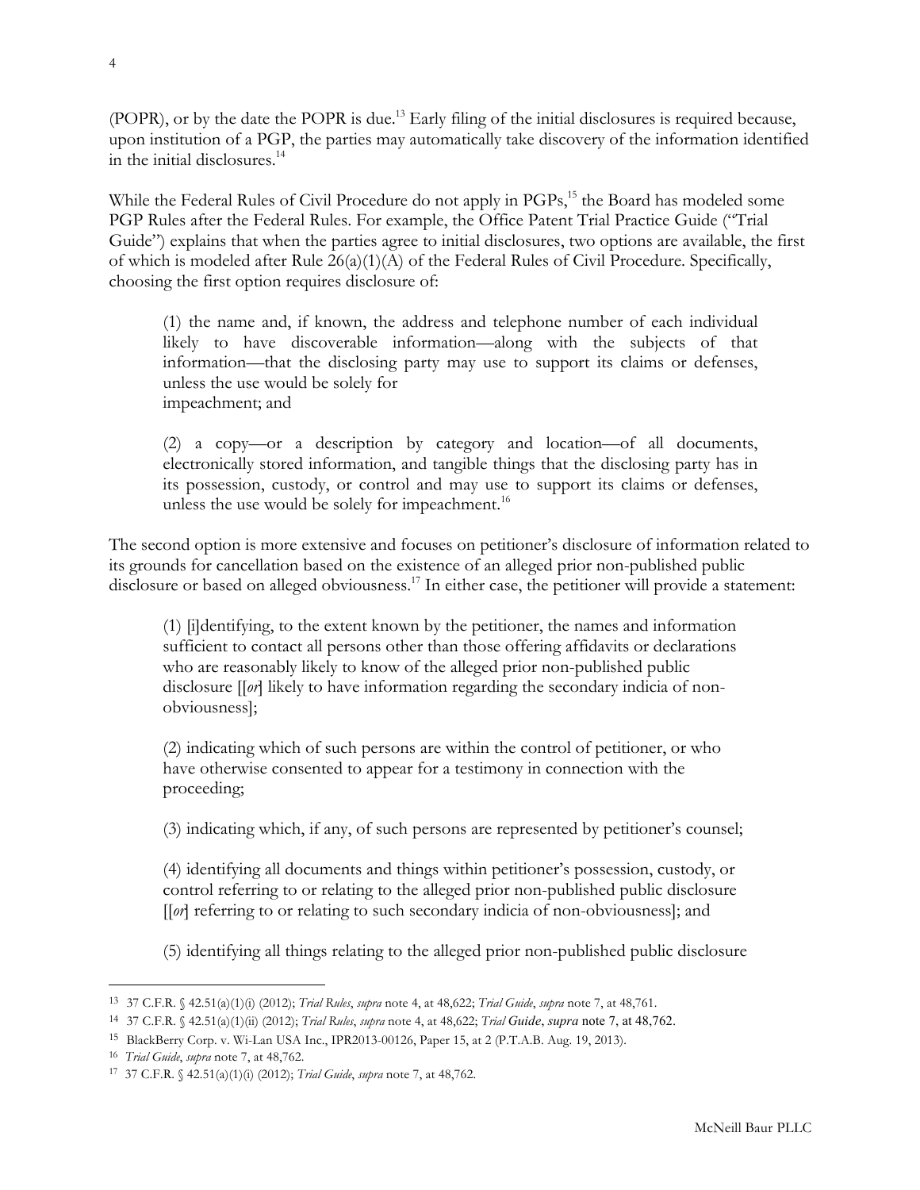(POPR), or by the date the POPR is due.[13] Early filing of the initial disclosures is required because, upon institution of a PGP, the parties may automatically take discovery of the information identified in the initial disclosures.[14]

While the Federal Rules of Civil Procedure do not apply in PGPs,[15] the Board has modeled some PGP Rules after the Federal Rules. For example, the Office Patent Trial Practice Guide ("Trial Guide") explains that when the parties agree to initial disclosures, two options are available, the first of which is modeled after Rule 26(a)(1)(A) of the Federal Rules of Civil Procedure. Specifically, choosing the first option requires disclosure of:

> (1) the name and, if known, the address and telephone number of each individual likely to have discoverable information—along with the subjects of that information—that the disclosing party may use to support its claims or defenses, unless the use would be solely for
> impeachment; and
>
> (2) a copy—or a description by category and location—of all documents, electronically stored information, and tangible things that the disclosing party has in its possession, custody, or control and may use to support its claims or defenses, unless the use would be solely for impeachment.[16]

The second option is more extensive and focuses on petitioner's disclosure of information related to its grounds for cancellation based on the existence of an alleged prior non-published public disclosure or based on alleged obviousness.[17] In either case, the petitioner will provide a statement:

> (1) [i]dentifying, to the extent known by the petitioner, the names and information sufficient to contact all persons other than those offering affidavits or declarations who are reasonably likely to know of the alleged prior non-published public disclosure [[*or*] likely to have information regarding the secondary indicia of non-obviousness];
>
> (2) indicating which of such persons are within the control of petitioner, or who have otherwise consented to appear for a testimony in connection with the proceeding;
>
> (3) indicating which, if any, of such persons are represented by petitioner's counsel;
>
> (4) identifying all documents and things within petitioner's possession, custody, or control referring to or relating to the alleged prior non-published public disclosure [[*or*] referring to or relating to such secondary indicia of non-obviousness]; and
>
> (5) identifying all things relating to the alleged prior non-published public disclosure

---

13 37 C.F.R. § 42.51(a)(1)(i) (2012); *Trial Rules*, *supra* note 4, at 48,622; *Trial Guide*, *supra* note 7, at 48,761.

14 37 C.F.R. § 42.51(a)(1)(ii) (2012); *Trial Rules*, *supra* note 4, at 48,622; *Trial Guide*, *supra* note 7, at 48,762.

15 BlackBerry Corp. v. Wi-Lan USA Inc., IPR2013-00126, Paper 15, at 2 (P.T.A.B. Aug. 19, 2013).

16 *Trial Guide*, *supra* note 7, at 48,762.

17 37 C.F.R. § 42.51(a)(1)(i) (2012); *Trial Guide*, *supra* note 7, at 48,762.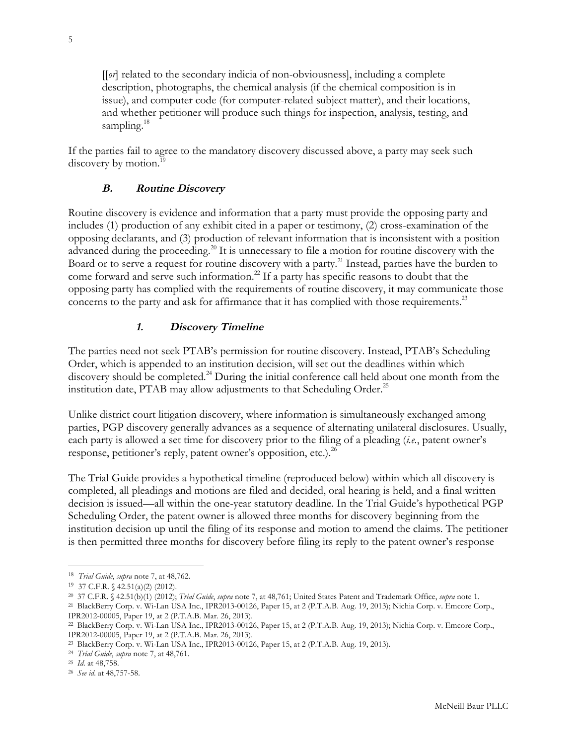[[*or*] related to the secondary indicia of non-obviousness], including a complete description, photographs, the chemical analysis (if the chemical composition is in issue), and computer code (for computer-related subject matter), and their locations, and whether petitioner will produce such things for inspection, analysis, testing, and sampling.[18]

If the parties fail to agree to the mandatory discovery discussed above, a party may seek such discovery by motion.[19]

### *B. Routine Discovery*

Routine discovery is evidence and information that a party must provide the opposing party and includes (1) production of any exhibit cited in a paper or testimony, (2) cross-examination of the opposing declarants, and (3) production of relevant information that is inconsistent with a position advanced during the proceeding.[20] It is unnecessary to file a motion for routine discovery with the Board or to serve a request for routine discovery with a party.[21] Instead, parties have the burden to come forward and serve such information.[22] If a party has specific reasons to doubt that the opposing party has complied with the requirements of routine discovery, it may communicate those concerns to the party and ask for affirmance that it has complied with those requirements.[23]

#### *1. Discovery Timeline*

The parties need not seek PTAB's permission for routine discovery. Instead, PTAB's Scheduling Order, which is appended to an institution decision, will set out the deadlines within which discovery should be completed.[24] During the initial conference call held about one month from the institution date, PTAB may allow adjustments to that Scheduling Order.[25]

Unlike district court litigation discovery, where information is simultaneously exchanged among parties, PGP discovery generally advances as a sequence of alternating unilateral disclosures. Usually, each party is allowed a set time for discovery prior to the filing of a pleading (*i.e.*, patent owner's response, petitioner's reply, patent owner's opposition, etc.).[26]

The Trial Guide provides a hypothetical timeline (reproduced below) within which all discovery is completed, all pleadings and motions are filed and decided, oral hearing is held, and a final written decision is issued—all within the one-year statutory deadline. In the Trial Guide's hypothetical PGP Scheduling Order, the patent owner is allowed three months for discovery beginning from the institution decision up until the filing of its response and motion to amend the claims. The petitioner is then permitted three months for discovery before filing its reply to the patent owner's response

---

[18] *Trial Guide*, *supra* note 7, at 48,762.

[19] 37 C.F.R. § 42.51(a)(2) (2012).

[20] 37 C.F.R. § 42.51(b)(1) (2012); *Trial Guide*, *supra* note 7, at 48,761; United States Patent and Trademark Office, *supra* note 1.

[21] BlackBerry Corp. v. Wi-Lan USA Inc., IPR2013-00126, Paper 15, at 2 (P.T.A.B. Aug. 19, 2013); Nichia Corp. v. Emcore Corp., IPR2012-00005, Paper 19, at 2 (P.T.A.B. Mar. 26, 2013).

[22] BlackBerry Corp. v. Wi-Lan USA Inc., IPR2013-00126, Paper 15, at 2 (P.T.A.B. Aug. 19, 2013); Nichia Corp. v. Emcore Corp., IPR2012-00005, Paper 19, at 2 (P.T.A.B. Mar. 26, 2013).

[23] BlackBerry Corp. v. Wi-Lan USA Inc., IPR2013-00126, Paper 15, at 2 (P.T.A.B. Aug. 19, 2013).

[24] *Trial Guide*, *supra* note 7, at 48,761.

[25] *Id.* at 48,758.

[26] *See id.* at 48,757-58.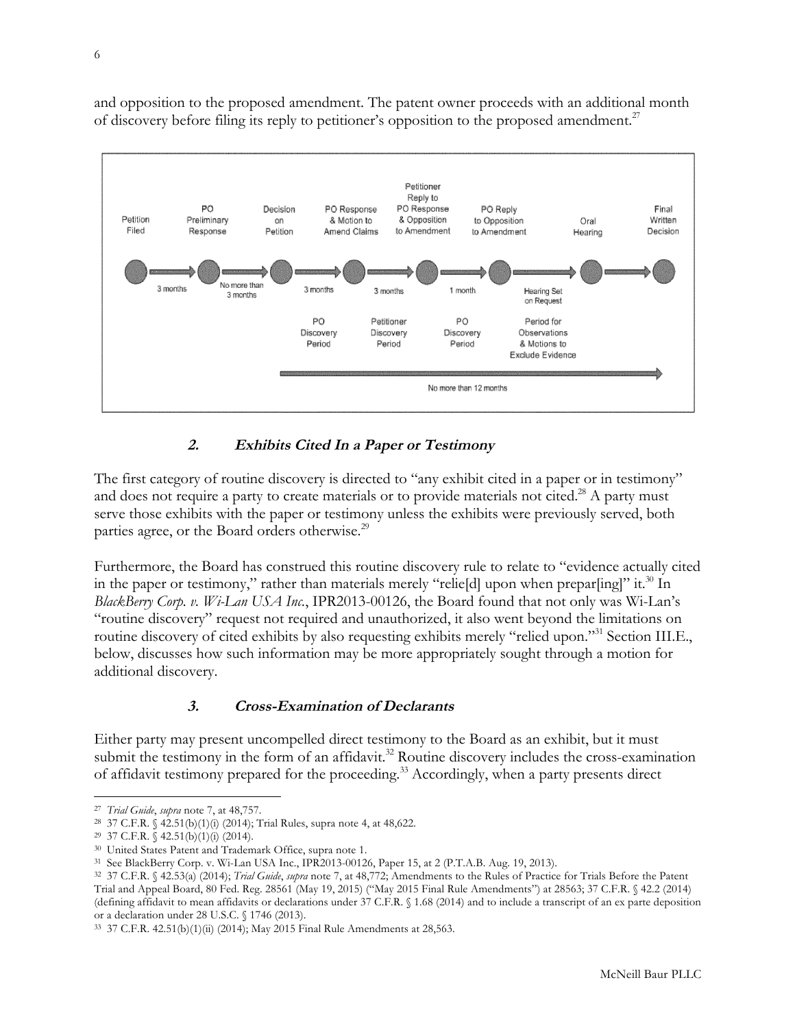and opposition to the proposed amendment. The patent owner proceeds with an additional month of discovery before filing its reply to petitioner's opposition to the proposed amendment.[27]

#### 2. *Exhibits Cited In a Paper or Testimony*

The first category of routine discovery is directed to "any exhibit cited in a paper or in testimony" and does not require a party to create materials or to provide materials not cited.[28] A party must serve those exhibits with the paper or testimony unless the exhibits were previously served, both parties agree, or the Board orders otherwise.[29]

Furthermore, the Board has construed this routine discovery rule to relate to "evidence actually cited in the paper or testimony," rather than materials merely "relie[d] upon when prepar[ing]" it.[30] In *BlackBerry Corp. v. Wi-Lan USA Inc.*, IPR2013-00126, the Board found that not only was Wi-Lan's "routine discovery" request not required and unauthorized, it also went beyond the limitations on routine discovery of cited exhibits by also requesting exhibits merely "relied upon."[31] Section III.E., below, discusses how such information may be more appropriately sought through a motion for additional discovery.

#### 3. *Cross-Examination of Declarants*

Either party may present uncompelled direct testimony to the Board as an exhibit, but it must submit the testimony in the form of an affidavit.[32] Routine discovery includes the cross-examination of affidavit testimony prepared for the proceeding.[33] Accordingly, when a party presents direct

---

[27] *Trial Guide*, *supra* note 7, at 48,757.

[28] 37 C.F.R. § 42.51(b)(1)(i) (2014); Trial Rules, supra note 4, at 48,622.

[29] 37 C.F.R. § 42.51(b)(1)(i) (2014).

[30] United States Patent and Trademark Office, supra note 1.

[31] See BlackBerry Corp. v. Wi-Lan USA Inc., IPR2013-00126, Paper 15, at 2 (P.T.A.B. Aug. 19, 2013).

[32] 37 C.F.R. § 42.53(a) (2014); *Trial Guide*, *supra* note 7, at 48,772; Amendments to the Rules of Practice for Trials Before the Patent Trial and Appeal Board, 80 Fed. Reg. 28561 (May 19, 2015) ("May 2015 Final Rule Amendments") at 28563; 37 C.F.R. § 42.2 (2014) (defining affidavit to mean affidavits or declarations under 37 C.F.R. § 1.68 (2014) and to include a transcript of an ex parte deposition or a declaration under 28 U.S.C. § 1746 (2013).

[33] 37 C.F.R. 42.51(b)(1)(ii) (2014); May 2015 Final Rule Amendments at 28,563.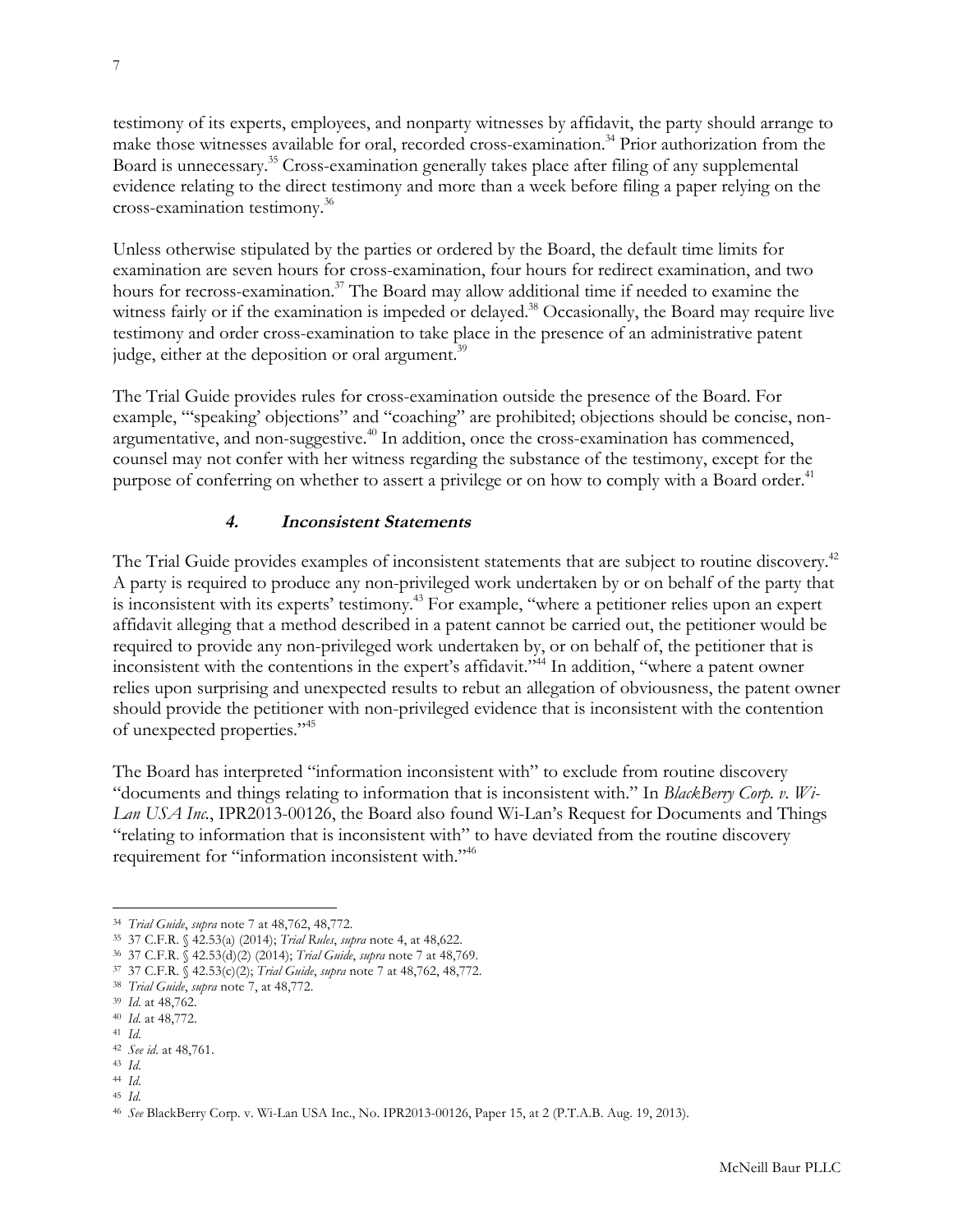testimony of its experts, employees, and nonparty witnesses by affidavit, the party should arrange to make those witnesses available for oral, recorded cross-examination.[34] Prior authorization from the Board is unnecessary.[35] Cross-examination generally takes place after filing of any supplemental evidence relating to the direct testimony and more than a week before filing a paper relying on the cross-examination testimony.[36]

Unless otherwise stipulated by the parties or ordered by the Board, the default time limits for examination are seven hours for cross-examination, four hours for redirect examination, and two hours for recross-examination.[37] The Board may allow additional time if needed to examine the witness fairly or if the examination is impeded or delayed.[38] Occasionally, the Board may require live testimony and order cross-examination to take place in the presence of an administrative patent judge, either at the deposition or oral argument.[39]

The Trial Guide provides rules for cross-examination outside the presence of the Board. For example, "'speaking' objections" and "coaching" are prohibited; objections should be concise, non-argumentative, and non-suggestive.[40] In addition, once the cross-examination has commenced, counsel may not confer with her witness regarding the substance of the testimony, except for the purpose of conferring on whether to assert a privilege or on how to comply with a Board order.[41]

#### *4. Inconsistent Statements*

The Trial Guide provides examples of inconsistent statements that are subject to routine discovery.[42] A party is required to produce any non-privileged work undertaken by or on behalf of the party that is inconsistent with its experts' testimony.[43] For example, "where a petitioner relies upon an expert affidavit alleging that a method described in a patent cannot be carried out, the petitioner would be required to provide any non-privileged work undertaken by, or on behalf of, the petitioner that is inconsistent with the contentions in the expert's affidavit."[44] In addition, "where a patent owner relies upon surprising and unexpected results to rebut an allegation of obviousness, the patent owner should provide the petitioner with non-privileged evidence that is inconsistent with the contention of unexpected properties."[45]

The Board has interpreted "information inconsistent with" to exclude from routine discovery "documents and things relating to information that is inconsistent with." In *BlackBerry Corp. v. Wi-Lan USA Inc.*, IPR2013-00126, the Board also found Wi-Lan's Request for Documents and Things "relating to information that is inconsistent with" to have deviated from the routine discovery requirement for "information inconsistent with."[46]

---

[34] *Trial Guide*, *supra* note 7 at 48,762, 48,772.
[35] 37 C.F.R. § 42.53(a) (2014); *Trial Rules*, *supra* note 4, at 48,622.
[36] 37 C.F.R. § 42.53(d)(2) (2014); *Trial Guide*, *supra* note 7 at 48,769.
[37] 37 C.F.R. § 42.53(c)(2); *Trial Guide*, *supra* note 7 at 48,762, 48,772.
[38] *Trial Guide*, *supra* note 7, at 48,772.
[39] *Id.* at 48,762.
[40] *Id.* at 48,772.
[41] *Id.*
[42] *See id.* at 48,761.
[43] *Id.*
[44] *Id.*
[45] *Id.*
[46] *See* BlackBerry Corp. v. Wi-Lan USA Inc., No. IPR2013-00126, Paper 15, at 2 (P.T.A.B. Aug. 19, 2013).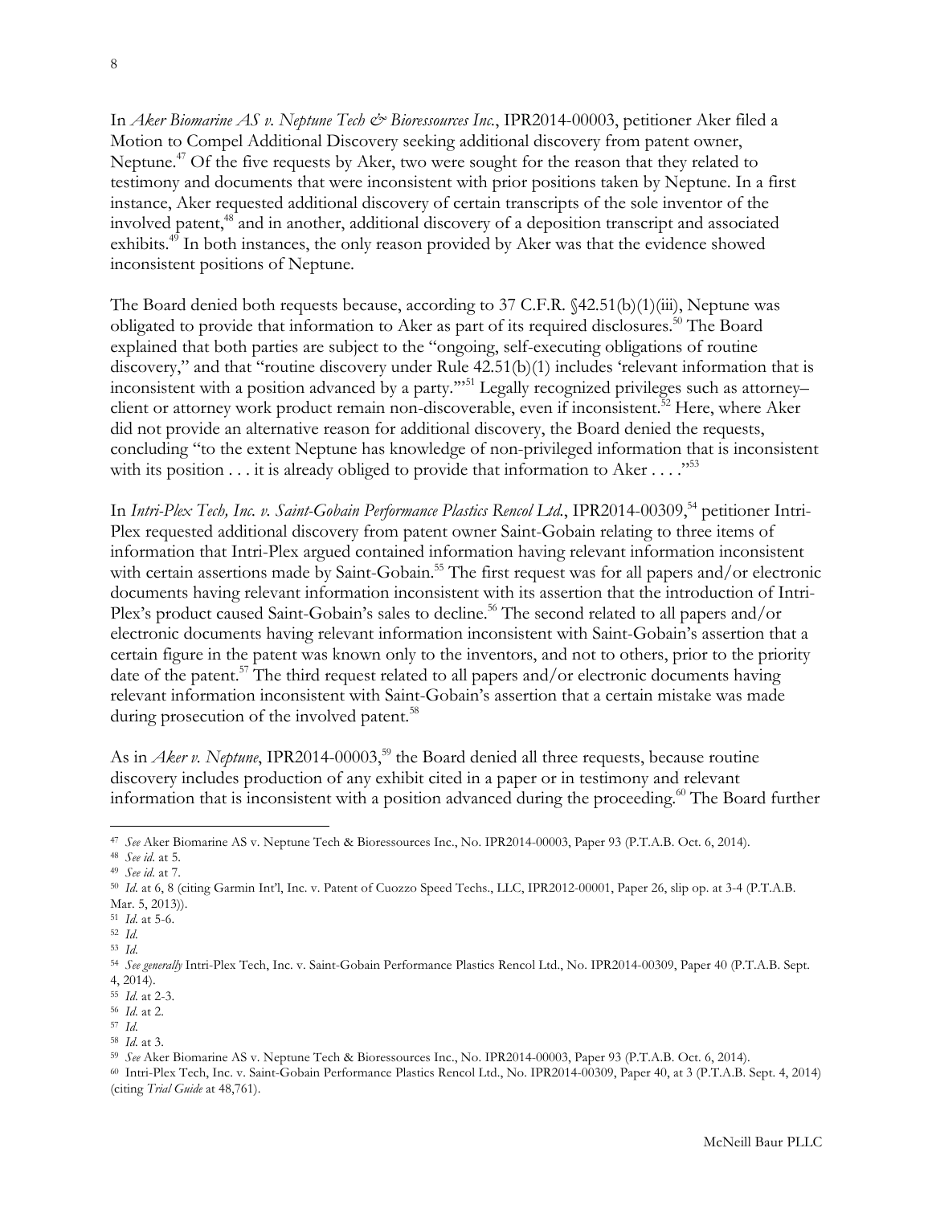In *Aker Biomarine AS v. Neptune Tech & Bioressources Inc.*, IPR2014-00003, petitioner Aker filed a Motion to Compel Additional Discovery seeking additional discovery from patent owner, Neptune.[47] Of the five requests by Aker, two were sought for the reason that they related to testimony and documents that were inconsistent with prior positions taken by Neptune. In a first instance, Aker requested additional discovery of certain transcripts of the sole inventor of the involved patent,[48] and in another, additional discovery of a deposition transcript and associated exhibits.[49] In both instances, the only reason provided by Aker was that the evidence showed inconsistent positions of Neptune.

The Board denied both requests because, according to 37 C.F.R. §42.51(b)(1)(iii), Neptune was obligated to provide that information to Aker as part of its required disclosures.[50] The Board explained that both parties are subject to the "ongoing, self-executing obligations of routine discovery," and that "routine discovery under Rule 42.51(b)(1) includes 'relevant information that is inconsistent with a position advanced by a party.'"[51] Legally recognized privileges such as attorney–client or attorney work product remain non-discoverable, even if inconsistent.[52] Here, where Aker did not provide an alternative reason for additional discovery, the Board denied the requests, concluding "to the extent Neptune has knowledge of non-privileged information that is inconsistent with its position . . . it is already obliged to provide that information to Aker . . . ."[53]

In *Intri-Plex Tech, Inc. v. Saint-Gobain Performance Plastics Rencol Ltd.*, IPR2014-00309,[54] petitioner Intri-Plex requested additional discovery from patent owner Saint-Gobain relating to three items of information that Intri-Plex argued contained information having relevant information inconsistent with certain assertions made by Saint-Gobain.[55] The first request was for all papers and/or electronic documents having relevant information inconsistent with its assertion that the introduction of Intri-Plex's product caused Saint-Gobain's sales to decline.[56] The second related to all papers and/or electronic documents having relevant information inconsistent with Saint-Gobain's assertion that a certain figure in the patent was known only to the inventors, and not to others, prior to the priority date of the patent.[57] The third request related to all papers and/or electronic documents having relevant information inconsistent with Saint-Gobain's assertion that a certain mistake was made during prosecution of the involved patent.[58]

As in *Aker v. Neptune*, IPR2014-00003,[59] the Board denied all three requests, because routine discovery includes production of any exhibit cited in a paper or in testimony and relevant information that is inconsistent with a position advanced during the proceeding.[60] The Board further

---

[47] *See* Aker Biomarine AS v. Neptune Tech & Bioressources Inc., No. IPR2014-00003, Paper 93 (P.T.A.B. Oct. 6, 2014).

[48] *See id.* at 5.

[49] *See id.* at 7.

[50] *Id.* at 6, 8 (citing Garmin Int'l, Inc. v. Patent of Cuozzo Speed Techs., LLC, IPR2012-00001, Paper 26, slip op. at 3-4 (P.T.A.B. Mar. 5, 2013)).

[51] *Id.* at 5-6.

[52] *Id.*

[53] *Id.*

[54] *See generally* Intri-Plex Tech, Inc. v. Saint-Gobain Performance Plastics Rencol Ltd., No. IPR2014-00309, Paper 40 (P.T.A.B. Sept. 4, 2014).

[55] *Id.* at 2-3.

[56] *Id.* at 2.

[57] *Id.*

[58] *Id.* at 3.

[59] *See* Aker Biomarine AS v. Neptune Tech & Bioressources Inc., No. IPR2014-00003, Paper 93 (P.T.A.B. Oct. 6, 2014).

[60] Intri-Plex Tech, Inc. v. Saint-Gobain Performance Plastics Rencol Ltd., No. IPR2014-00309, Paper 40, at 3 (P.T.A.B. Sept. 4, 2014) (citing *Trial Guide* at 48,761).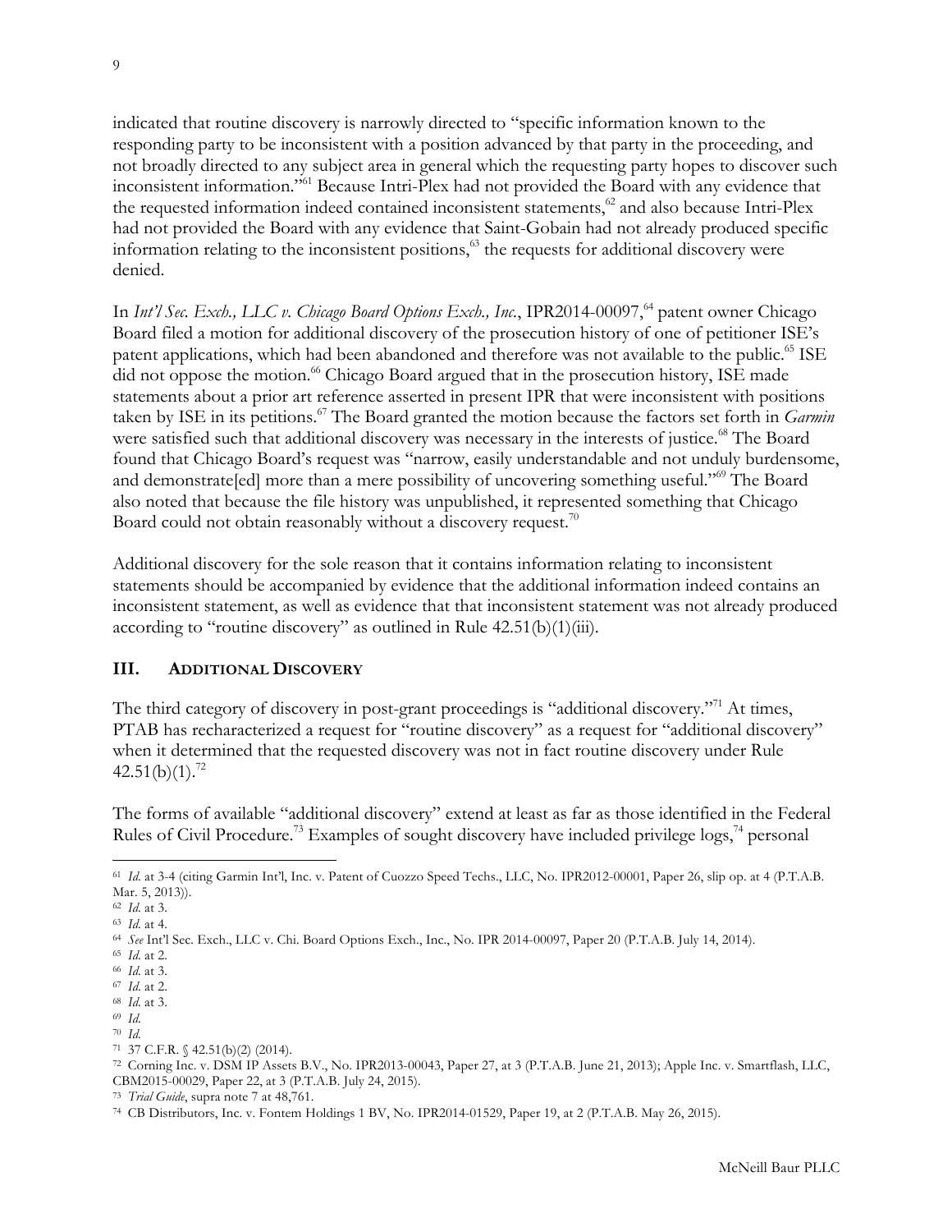indicated that routine discovery is narrowly directed to "specific information known to the responding party to be inconsistent with a position advanced by that party in the proceeding, and not broadly directed to any subject area in general which the requesting party hopes to discover such inconsistent information."[61] Because Intri-Plex had not provided the Board with any evidence that the requested information indeed contained inconsistent statements,[62] and also because Intri-Plex had not provided the Board with any evidence that Saint-Gobain had not already produced specific information relating to the inconsistent positions,[63] the requests for additional discovery were denied.

In *Int'l Sec. Exch., LLC v. Chicago Board Options Exch., Inc.*, IPR2014-00097,[64] patent owner Chicago Board filed a motion for additional discovery of the prosecution history of one of petitioner ISE's patent applications, which had been abandoned and therefore was not available to the public.[65] ISE did not oppose the motion.[66] Chicago Board argued that in the prosecution history, ISE made statements about a prior art reference asserted in present IPR that were inconsistent with positions taken by ISE in its petitions.[67] The Board granted the motion because the factors set forth in *Garmin* were satisfied such that additional discovery was necessary in the interests of justice.[68] The Board found that Chicago Board's request was "narrow, easily understandable and not unduly burdensome, and demonstrate[ed] more than a mere possibility of uncovering something useful."[69] The Board also noted that because the file history was unpublished, it represented something that Chicago Board could not obtain reasonably without a discovery request.[70]

Additional discovery for the sole reason that it contains information relating to inconsistent statements should be accompanied by evidence that the additional information indeed contains an inconsistent statement, as well as evidence that that inconsistent statement was not already produced according to "routine discovery" as outlined in Rule 42.51(b)(1)(iii).

## III. Additional Discovery

The third category of discovery in post-grant proceedings is "additional discovery."[71] At times, PTAB has recharacterized a request for "routine discovery" as a request for "additional discovery" when it determined that the requested discovery was not in fact routine discovery under Rule 42.51(b)(1).[72]

The forms of available "additional discovery" extend at least as far as those identified in the Federal Rules of Civil Procedure.[73] Examples of sought discovery have included privilege logs,[74] personal

---

[61] *Id.* at 3-4 (citing Garmin Int'l, Inc. v. Patent of Cuozzo Speed Techs., LLC, No. IPR2012-00001, Paper 26, slip op. at 4 (P.T.A.B. Mar. 5, 2013)).

[62] *Id.* at 3.

[63] *Id.* at 4.

[64] *See* Int'l Sec. Exch., LLC v. Chi. Board Options Exch., Inc., No. IPR 2014-00097, Paper 20 (P.T.A.B. July 14, 2014).

[65] *Id.* at 2.

[66] *Id.* at 3.

[67] *Id.* at 2.

[68] *Id.* at 3.

[69] *Id.*

[70] *Id.*

[71] 37 C.F.R. § 42.51(b)(2) (2014).

[72] Corning Inc. v. DSM IP Assets B.V., No. IPR2013-00043, Paper 27, at 3 (P.T.A.B. June 21, 2013); Apple Inc. v. Smartflash, LLC, CBM2015-00029, Paper 22, at 3 (P.T.A.B. July 24, 2015).

[73] *Trial Guide*, supra note 7 at 48,761.

[74] CB Distributors, Inc. v. Fontem Holdings 1 BV, No. IPR2014-01529, Paper 19, at 2 (P.T.A.B. May 26, 2015).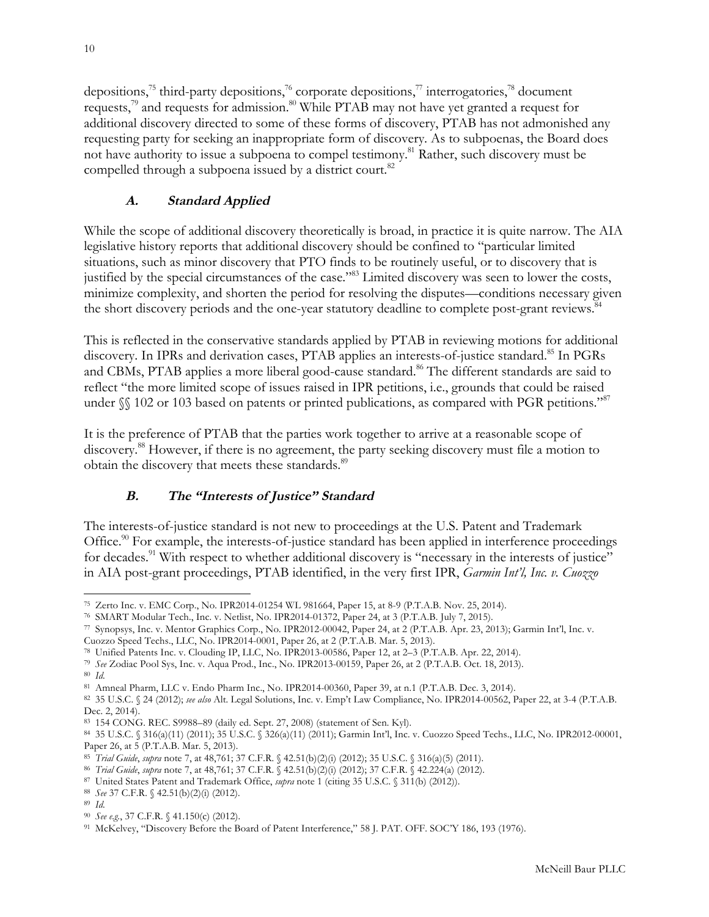depositions,[75] third-party depositions,[76] corporate depositions,[77] interrogatories,[78] document requests,[79] and requests for admission.[80] While PTAB may not have yet granted a request for additional discovery directed to some of these forms of discovery, PTAB has not admonished any requesting party for seeking an inappropriate form of discovery. As to subpoenas, the Board does not have authority to issue a subpoena to compel testimony.[81] Rather, such discovery must be compelled through a subpoena issued by a district court.[82]

### *A. Standard Applied*

While the scope of additional discovery theoretically is broad, in practice it is quite narrow. The AIA legislative history reports that additional discovery should be confined to "particular limited situations, such as minor discovery that PTO finds to be routinely useful, or to discovery that is justified by the special circumstances of the case."[83] Limited discovery was seen to lower the costs, minimize complexity, and shorten the period for resolving the disputes—conditions necessary given the short discovery periods and the one-year statutory deadline to complete post-grant reviews.[84]

This is reflected in the conservative standards applied by PTAB in reviewing motions for additional discovery. In IPRs and derivation cases, PTAB applies an interests-of-justice standard.[85] In PGRs and CBMs, PTAB applies a more liberal good-cause standard.[86] The different standards are said to reflect "the more limited scope of issues raised in IPR petitions, i.e., grounds that could be raised under §§ 102 or 103 based on patents or printed publications, as compared with PGR petitions."[87]

It is the preference of PTAB that the parties work together to arrive at a reasonable scope of discovery.[88] However, if there is no agreement, the party seeking discovery must file a motion to obtain the discovery that meets these standards.[89]

### *B. The "Interests of Justice" Standard*

The interests-of-justice standard is not new to proceedings at the U.S. Patent and Trademark Office.[90] For example, the interests-of-justice standard has been applied in interference proceedings for decades.[91] With respect to whether additional discovery is "necessary in the interests of justice" in AIA post-grant proceedings, PTAB identified, in the very first IPR, *Garmin Int'l, Inc. v. Cuozzo*

---

[75] Zerto Inc. v. EMC Corp., No. IPR2014-01254 WL 981664, Paper 15, at 8-9 (P.T.A.B. Nov. 25, 2014).

[76] SMART Modular Tech., Inc. v. Netlist, No. IPR2014-01372, Paper 24, at 3 (P.T.A.B. July 7, 2015).

[77] Synopsys, Inc. v. Mentor Graphics Corp., No. IPR2012-00042, Paper 24, at 2 (P.T.A.B. Apr. 23, 2013); Garmin Int'l, Inc. v. Cuozzo Speed Techs., LLC, No. IPR2014-0001, Paper 26, at 2 (P.T.A.B. Mar. 5, 2013).

[78] Unified Patents Inc. v. Clouding IP, LLC, No. IPR2013-00586, Paper 12, at 2–3 (P.T.A.B. Apr. 22, 2014).

[79] *See* Zodiac Pool Sys, Inc. v. Aqua Prod., Inc., No. IPR2013-00159, Paper 26, at 2 (P.T.A.B. Oct. 18, 2013).

[80] *Id.*

[81] Amneal Pharm, LLC v. Endo Pharm Inc., No. IPR2014-00360, Paper 39, at n.1 (P.T.A.B. Dec. 3, 2014).

[82] 35 U.S.C. § 24 (2012); *see also* Alt. Legal Solutions, Inc. v. Emp't Law Compliance, No. IPR2014-00562, Paper 22, at 3-4 (P.T.A.B. Dec. 2, 2014).

[83] 154 CONG. REC. S9988–89 (daily ed. Sept. 27, 2008) (statement of Sen. Kyl).

[84] 35 U.S.C. § 316(a)(11) (2011); 35 U.S.C. § 326(a)(11) (2011); Garmin Int'l, Inc. v. Cuozzo Speed Techs., LLC, No. IPR2012-00001, Paper 26, at 5 (P.T.A.B. Mar. 5, 2013).

[85] *Trial Guide*, *supra* note 7, at 48,761; 37 C.F.R. § 42.51(b)(2)(i) (2012); 35 U.S.C. § 316(a)(5) (2011).

[86] *Trial Guide*, *supra* note 7, at 48,761; 37 C.F.R. § 42.51(b)(2)(i) (2012); 37 C.F.R. § 42.224(a) (2012).

[87] United States Patent and Trademark Office, *supra* note 1 (citing 35 U.S.C. § 311(b) (2012)).

[88] *See* 37 C.F.R. § 42.51(b)(2)(i) (2012).

[89] *Id.*

[90] *See e.g.*, 37 C.F.R. § 41.150(c) (2012).

[91] McKelvey, "Discovery Before the Board of Patent Interference," 58 J. PAT. OFF. SOC'Y 186, 193 (1976).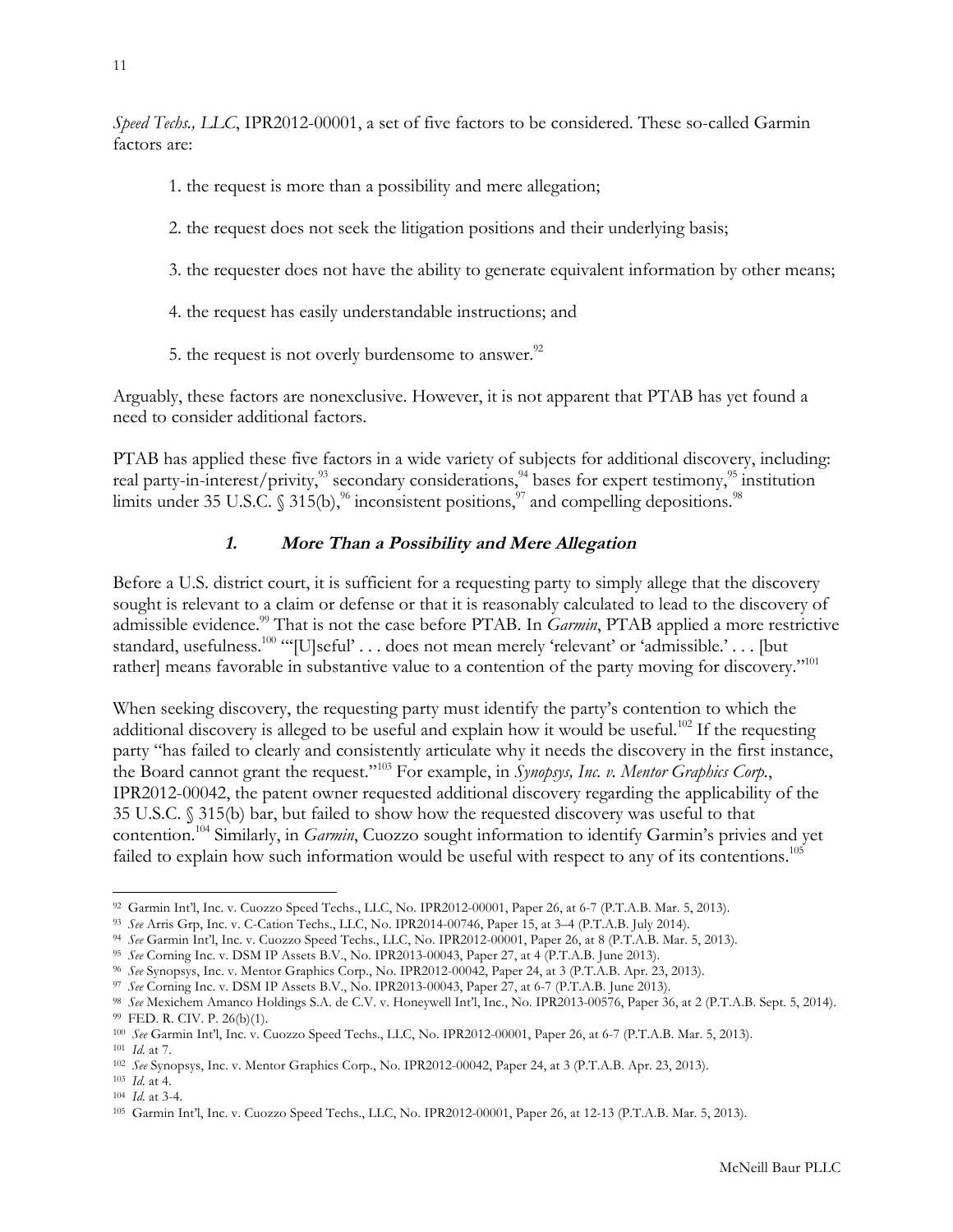*Speed Techs., LLC*, IPR2012-00001, a set of five factors to be considered. These so-called Garmin factors are:

1. the request is more than a possibility and mere allegation;

2. the request does not seek the litigation positions and their underlying basis;

3. the requester does not have the ability to generate equivalent information by other means;

4. the request has easily understandable instructions; and

5. the request is not overly burdensome to answer.[92]

Arguably, these factors are nonexclusive. However, it is not apparent that PTAB has yet found a need to consider additional factors.

PTAB has applied these five factors in a wide variety of subjects for additional discovery, including: real party-in-interest/privity,[93] secondary considerations,[94] bases for expert testimony,[95] institution limits under 35 U.S.C. § 315(b),[96] inconsistent positions,[97] and compelling depositions.[98]

### *1. More Than a Possibility and Mere Allegation*

Before a U.S. district court, it is sufficient for a requesting party to simply allege that the discovery sought is relevant to a claim or defense or that it is reasonably calculated to lead to the discovery of admissible evidence.[99] That is not the case before PTAB. In *Garmin*, PTAB applied a more restrictive standard, usefulness.[100] "'[U]seful' . . . does not mean merely 'relevant' or 'admissible.' . . . [but rather] means favorable in substantive value to a contention of the party moving for discovery."[101]

When seeking discovery, the requesting party must identify the party's contention to which the additional discovery is alleged to be useful and explain how it would be useful.[102] If the requesting party "has failed to clearly and consistently articulate why it needs the discovery in the first instance, the Board cannot grant the request."[103] For example, in *Synopsys, Inc. v. Mentor Graphics Corp.*, IPR2012-00042, the patent owner requested additional discovery regarding the applicability of the 35 U.S.C. § 315(b) bar, but failed to show how the requested discovery was useful to that contention.[104] Similarly, in *Garmin*, Cuozzo sought information to identify Garmin's privies and yet failed to explain how such information would be useful with respect to any of its contentions.[105]

---

[92] Garmin Int'l, Inc. v. Cuozzo Speed Techs., LLC, No. IPR2012-00001, Paper 26, at 6-7 (P.T.A.B. Mar. 5, 2013).

[93] *See* Arris Grp, Inc. v. C-Cation Techs., LLC, No. IPR2014-00746, Paper 15, at 3–4 (P.T.A.B. July 2014).

[94] *See* Garmin Int'l, Inc. v. Cuozzo Speed Techs., LLC, No. IPR2012-00001, Paper 26, at 8 (P.T.A.B. Mar. 5, 2013).

[95] *See* Corning Inc. v. DSM IP Assets B.V., No. IPR2013-00043, Paper 27, at 4 (P.T.A.B. June 2013).

[96] *See* Synopsys, Inc. v. Mentor Graphics Corp., No. IPR2012-00042, Paper 24, at 3 (P.T.A.B. Apr. 23, 2013).

[97] *See* Corning Inc. v. DSM IP Assets B.V., No. IPR2013-00043, Paper 27, at 6-7 (P.T.A.B. June 2013).

[98] *See* Mexichem Amanco Holdings S.A. de C.V. v. Honeywell Int'l, Inc., No. IPR2013-00576, Paper 36, at 2 (P.T.A.B. Sept. 5, 2014).

[99] FED. R. CIV. P. 26(b)(1).

[100] *See* Garmin Int'l, Inc. v. Cuozzo Speed Techs., LLC, No. IPR2012-00001, Paper 26, at 6-7 (P.T.A.B. Mar. 5, 2013).

[101] *Id.* at 7.

[102] *See* Synopsys, Inc. v. Mentor Graphics Corp., No. IPR2012-00042, Paper 24, at 3 (P.T.A.B. Apr. 23, 2013).

[103] *Id.* at 4.

[104] *Id.* at 3-4.

[105] Garmin Int'l, Inc. v. Cuozzo Speed Techs., LLC, No. IPR2012-00001, Paper 26, at 12-13 (P.T.A.B. Mar. 5, 2013).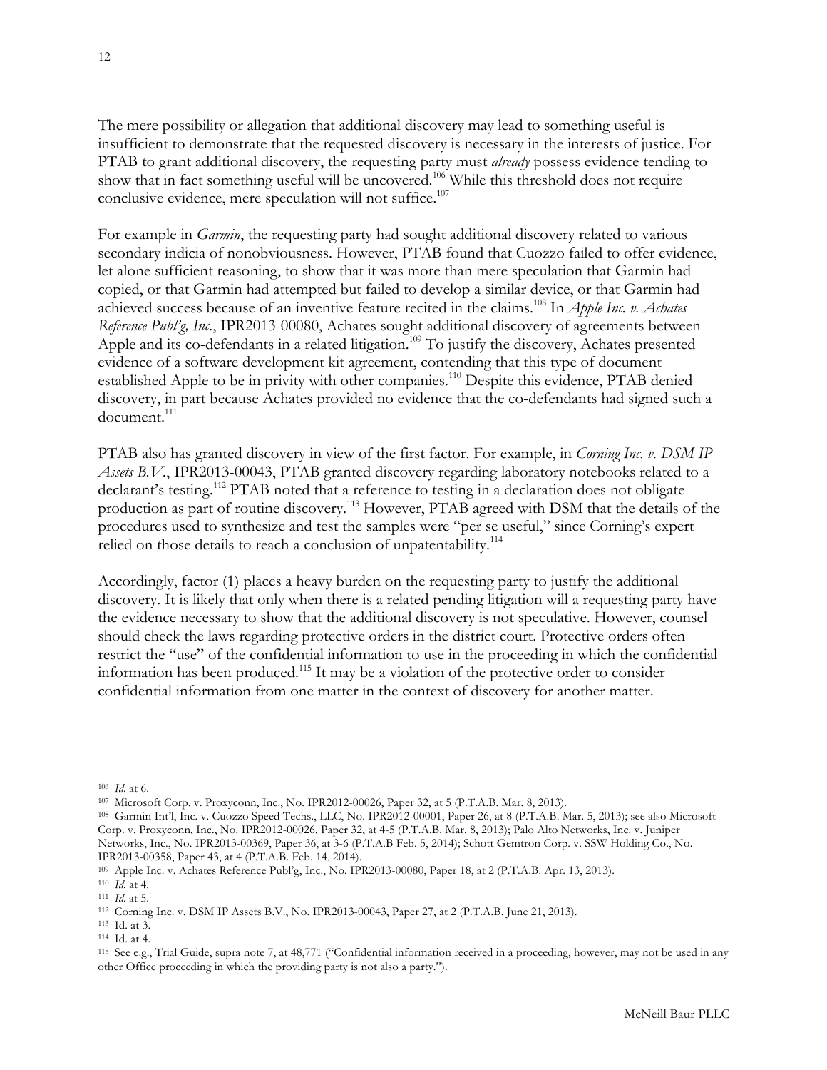The mere possibility or allegation that additional discovery may lead to something useful is insufficient to demonstrate that the requested discovery is necessary in the interests of justice. For PTAB to grant additional discovery, the requesting party must *already* possess evidence tending to show that in fact something useful will be uncovered.[106] While this threshold does not require conclusive evidence, mere speculation will not suffice.[107]

For example in *Garmin*, the requesting party had sought additional discovery related to various secondary indicia of nonobviousness. However, PTAB found that Cuozzo failed to offer evidence, let alone sufficient reasoning, to show that it was more than mere speculation that Garmin had copied, or that Garmin had attempted but failed to develop a similar device, or that Garmin had achieved success because of an inventive feature recited in the claims.[108] In *Apple Inc. v. Achates Reference Publ'g, Inc.*, IPR2013-00080, Achates sought additional discovery of agreements between Apple and its co-defendants in a related litigation.[109] To justify the discovery, Achates presented evidence of a software development kit agreement, contending that this type of document established Apple to be in privity with other companies.[110] Despite this evidence, PTAB denied discovery, in part because Achates provided no evidence that the co-defendants had signed such a document.[111]

PTAB also has granted discovery in view of the first factor. For example, in *Corning Inc. v. DSM IP Assets B.V.*, IPR2013-00043, PTAB granted discovery regarding laboratory notebooks related to a declarant's testing.[112] PTAB noted that a reference to testing in a declaration does not obligate production as part of routine discovery.[113] However, PTAB agreed with DSM that the details of the procedures used to synthesize and test the samples were "per se useful," since Corning's expert relied on those details to reach a conclusion of unpatentability.[114]

Accordingly, factor (1) places a heavy burden on the requesting party to justify the additional discovery. It is likely that only when there is a related pending litigation will a requesting party have the evidence necessary to show that the additional discovery is not speculative. However, counsel should check the laws regarding protective orders in the district court. Protective orders often restrict the "use" of the confidential information to use in the proceeding in which the confidential information has been produced.[115] It may be a violation of the protective order to consider confidential information from one matter in the context of discovery for another matter.

---

[106] *Id.* at 6.

[107] Microsoft Corp. v. Proxyconn, Inc., No. IPR2012-00026, Paper 32, at 5 (P.T.A.B. Mar. 8, 2013).

[108] Garmin Int'l, Inc. v. Cuozzo Speed Techs., LLC, No. IPR2012-00001, Paper 26, at 8 (P.T.A.B. Mar. 5, 2013); see also Microsoft Corp. v. Proxyconn, Inc., No. IPR2012-00026, Paper 32, at 4-5 (P.T.A.B. Mar. 8, 2013); Palo Alto Networks, Inc. v. Juniper Networks, Inc., No. IPR2013-00369, Paper 36, at 3-6 (P.T.A.B Feb. 5, 2014); Schott Gemtron Corp. v. SSW Holding Co., No. IPR2013-00358, Paper 43, at 4 (P.T.A.B. Feb. 14, 2014).

[109] Apple Inc. v. Achates Reference Publ'g, Inc., No. IPR2013-00080, Paper 18, at 2 (P.T.A.B. Apr. 13, 2013).

[110] *Id.* at 4.

[111] *Id.* at 5.

[112] Corning Inc. v. DSM IP Assets B.V., No. IPR2013-00043, Paper 27, at 2 (P.T.A.B. June 21, 2013).

[113] Id. at 3.

[114] Id. at 4.

[115] See e.g., Trial Guide, supra note 7, at 48,771 ("Confidential information received in a proceeding, however, may not be used in any other Office proceeding in which the providing party is not also a party.").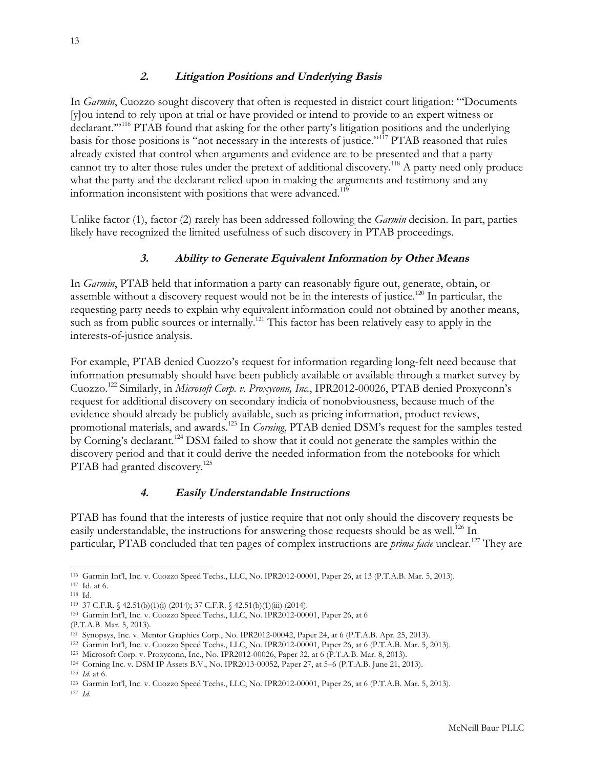### *2. Litigation Positions and Underlying Basis*

In *Garmin*, Cuozzo sought discovery that often is requested in district court litigation: "'Documents [y]ou intend to rely upon at trial or have provided or intend to provide to an expert witness or declarant.'"[116] PTAB found that asking for the other party's litigation positions and the underlying basis for those positions is "not necessary in the interests of justice."[117] PTAB reasoned that rules already existed that control when arguments and evidence are to be presented and that a party cannot try to alter those rules under the pretext of additional discovery.[118] A party need only produce what the party and the declarant relied upon in making the arguments and testimony and any information inconsistent with positions that were advanced.[119]

Unlike factor (1), factor (2) rarely has been addressed following the *Garmin* decision. In part, parties likely have recognized the limited usefulness of such discovery in PTAB proceedings.

### *3. Ability to Generate Equivalent Information by Other Means*

In *Garmin*, PTAB held that information a party can reasonably figure out, generate, obtain, or assemble without a discovery request would not be in the interests of justice.[120] In particular, the requesting party needs to explain why equivalent information could not obtained by another means, such as from public sources or internally.[121] This factor has been relatively easy to apply in the interests-of-justice analysis.

For example, PTAB denied Cuozzo's request for information regarding long-felt need because that information presumably should have been publicly available or available through a market survey by Cuozzo.[122] Similarly, in *Microsoft Corp. v. Proxyconn, Inc.*, IPR2012-00026, PTAB denied Proxyconn's request for additional discovery on secondary indicia of nonobviousness, because much of the evidence should already be publicly available, such as pricing information, product reviews, promotional materials, and awards.[123] In *Corning*, PTAB denied DSM's request for the samples tested by Corning's declarant.[124] DSM failed to show that it could not generate the samples within the discovery period and that it could derive the needed information from the notebooks for which PTAB had granted discovery.[125]

### *4. Easily Understandable Instructions*

PTAB has found that the interests of justice require that not only should the discovery requests be easily understandable, the instructions for answering those requests should be as well.[126] In particular, PTAB concluded that ten pages of complex instructions are *prima facie* unclear.[127] They are

---

116 Garmin Int'l, Inc. v. Cuozzo Speed Techs., LLC, No. IPR2012-00001, Paper 26, at 13 (P.T.A.B. Mar. 5, 2013).

117 Id. at 6.

118 Id.

119 37 C.F.R. § 42.51(b)(1)(i) (2014); 37 C.F.R. § 42.51(b)(1)(iii) (2014).

120 Garmin Int'l, Inc. v. Cuozzo Speed Techs., LLC, No. IPR2012-00001, Paper 26, at 6 (P.T.A.B. Mar. 5, 2013).

121 Synopsys, Inc. v. Mentor Graphics Corp., No. IPR2012-00042, Paper 24, at 6 (P.T.A.B. Apr. 25, 2013).

122 Garmin Int'l, Inc. v. Cuozzo Speed Techs., LLC, No. IPR2012-00001, Paper 26, at 6 (P.T.A.B. Mar. 5, 2013).

123 Microsoft Corp. v. Proxyconn, Inc., No. IPR2012-00026, Paper 32, at 6 (P.T.A.B. Mar. 8, 2013).

124 Corning Inc. v. DSM IP Assets B.V., No. IPR2013-00052, Paper 27, at 5–6 (P.T.A.B. June 21, 2013).

125 *Id.* at 6.

126 Garmin Int'l, Inc. v. Cuozzo Speed Techs., LLC, No. IPR2012-00001, Paper 26, at 6 (P.T.A.B. Mar. 5, 2013).

127 *Id.*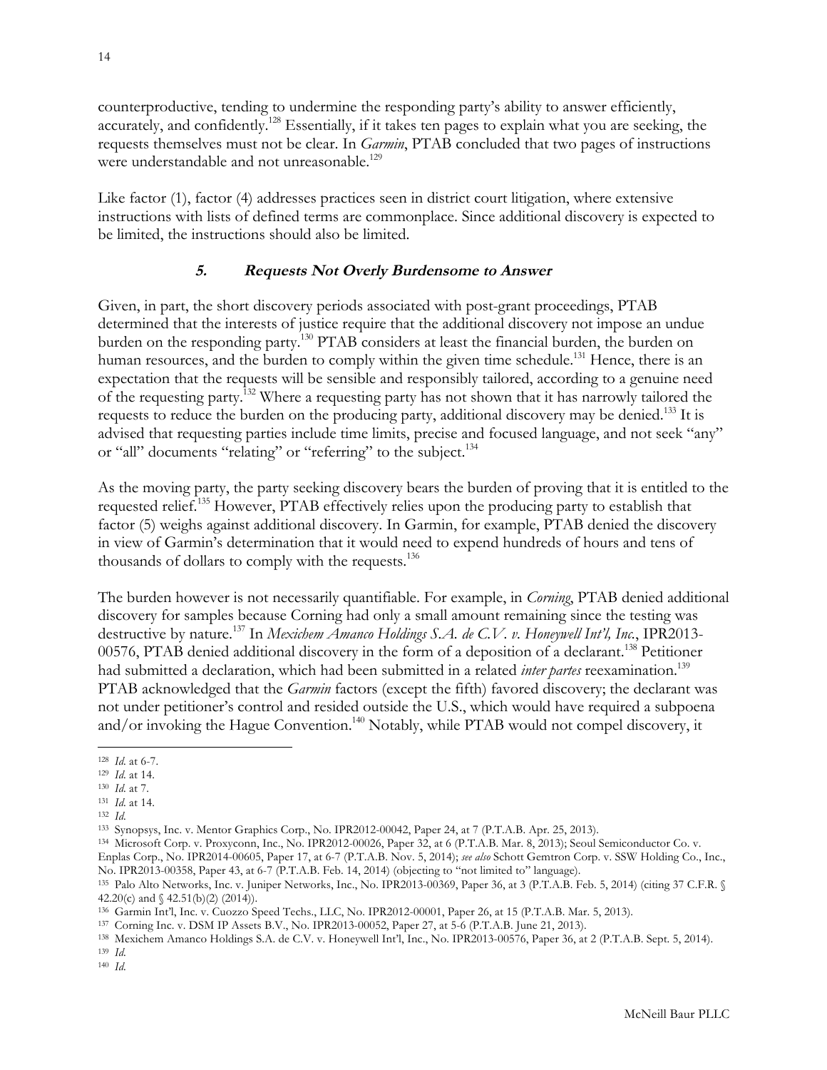counterproductive, tending to undermine the responding party's ability to answer efficiently, accurately, and confidently.[128] Essentially, if it takes ten pages to explain what you are seeking, the requests themselves must not be clear. In *Garmin*, PTAB concluded that two pages of instructions were understandable and not unreasonable.[129]

Like factor (1), factor (4) addresses practices seen in district court litigation, where extensive instructions with lists of defined terms are commonplace. Since additional discovery is expected to be limited, the instructions should also be limited.

#### *5. Requests Not Overly Burdensome to Answer*

Given, in part, the short discovery periods associated with post-grant proceedings, PTAB determined that the interests of justice require that the additional discovery not impose an undue burden on the responding party.[130] PTAB considers at least the financial burden, the burden on human resources, and the burden to comply within the given time schedule.[131] Hence, there is an expectation that the requests will be sensible and responsibly tailored, according to a genuine need of the requesting party.[132] Where a requesting party has not shown that it has narrowly tailored the requests to reduce the burden on the producing party, additional discovery may be denied.[133] It is advised that requesting parties include time limits, precise and focused language, and not seek "any" or "all" documents "relating" or "referring" to the subject.[134]

As the moving party, the party seeking discovery bears the burden of proving that it is entitled to the requested relief.[135] However, PTAB effectively relies upon the producing party to establish that factor (5) weighs against additional discovery. In Garmin, for example, PTAB denied the discovery in view of Garmin's determination that it would need to expend hundreds of hours and tens of thousands of dollars to comply with the requests.[136]

The burden however is not necessarily quantifiable. For example, in *Corning*, PTAB denied additional discovery for samples because Corning had only a small amount remaining since the testing was destructive by nature.[137] In *Mexichem Amanco Holdings S.A. de C.V. v. Honeywell Int'l, Inc.*, IPR2013-00576, PTAB denied additional discovery in the form of a deposition of a declarant.[138] Petitioner had submitted a declaration, which had been submitted in a related *inter partes* reexamination.[139] PTAB acknowledged that the *Garmin* factors (except the fifth) favored discovery; the declarant was not under petitioner's control and resided outside the U.S., which would have required a subpoena and/or invoking the Hague Convention.[140] Notably, while PTAB would not compel discovery, it

---

[128] *Id.* at 6-7.
[129] *Id.* at 14.
[130] *Id.* at 7.
[131] *Id.* at 14.
[132] *Id.*
[133] Synopsys, Inc. v. Mentor Graphics Corp., No. IPR2012-00042, Paper 24, at 7 (P.T.A.B. Apr. 25, 2013).
[134] Microsoft Corp. v. Proxyconn, Inc., No. IPR2012-00026, Paper 32, at 6 (P.T.A.B. Mar. 8, 2013); Seoul Semiconductor Co. v. Enplas Corp., No. IPR2014-00605, Paper 17, at 6-7 (P.T.A.B. Nov. 5, 2014); *see also* Schott Gemtron Corp. v. SSW Holding Co., Inc., No. IPR2013-00358, Paper 43, at 6-7 (P.T.A.B. Feb. 14, 2014) (objecting to "not limited to" language).
[135] Palo Alto Networks, Inc. v. Juniper Networks, Inc., No. IPR2013-00369, Paper 36, at 3 (P.T.A.B. Feb. 5, 2014) (citing 37 C.F.R. § 42.20(c) and § 42.51(b)(2) (2014)).
[136] Garmin Int'l, Inc. v. Cuozzo Speed Techs., LLC, No. IPR2012-00001, Paper 26, at 15 (P.T.A.B. Mar. 5, 2013).
[137] Corning Inc. v. DSM IP Assets B.V., No. IPR2013-00052, Paper 27, at 5-6 (P.T.A.B. June 21, 2013).
[138] Mexichem Amanco Holdings S.A. de C.V. v. Honeywell Int'l, Inc., No. IPR2013-00576, Paper 36, at 2 (P.T.A.B. Sept. 5, 2014).
[139] *Id.*
[140] *Id.*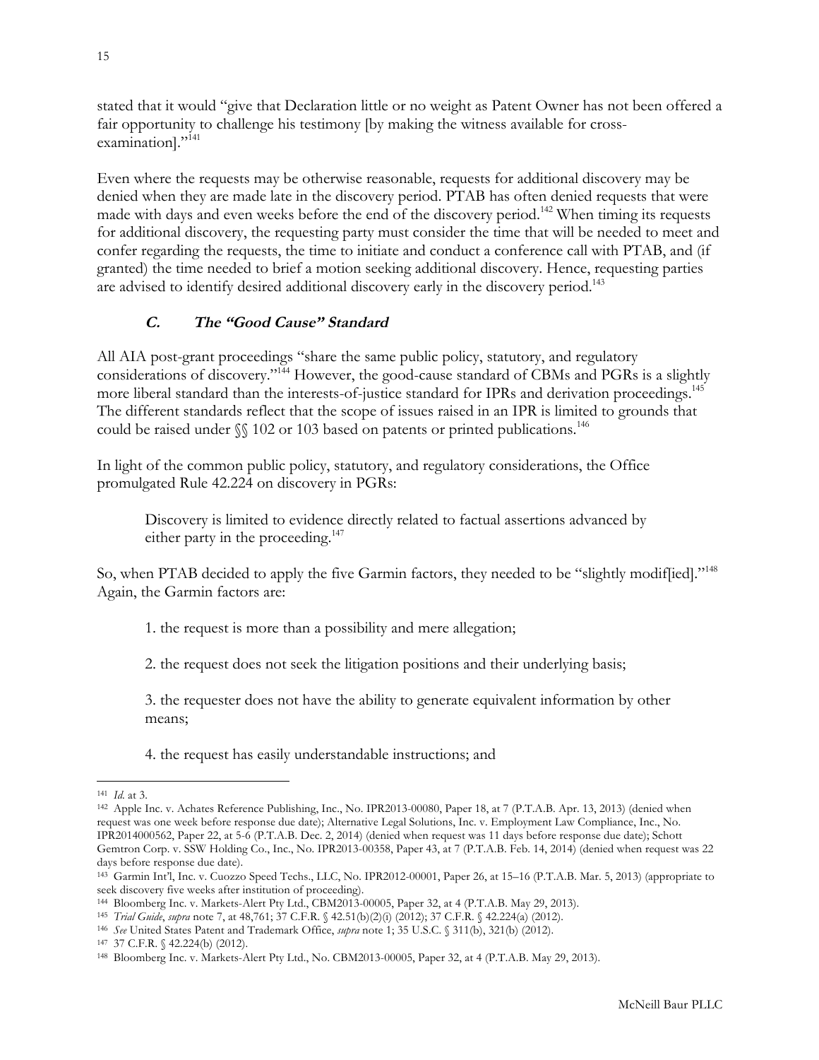stated that it would "give that Declaration little or no weight as Patent Owner has not been offered a fair opportunity to challenge his testimony [by making the witness available for cross-examination]."[141]

Even where the requests may be otherwise reasonable, requests for additional discovery may be denied when they are made late in the discovery period. PTAB has often denied requests that were made with days and even weeks before the end of the discovery period.[142] When timing its requests for additional discovery, the requesting party must consider the time that will be needed to meet and confer regarding the requests, the time to initiate and conduct a conference call with PTAB, and (if granted) the time needed to brief a motion seeking additional discovery. Hence, requesting parties are advised to identify desired additional discovery early in the discovery period.[143]

### *C. The "Good Cause" Standard*

All AIA post-grant proceedings "share the same public policy, statutory, and regulatory considerations of discovery."[144] However, the good-cause standard of CBMs and PGRs is a slightly more liberal standard than the interests-of-justice standard for IPRs and derivation proceedings.[145] The different standards reflect that the scope of issues raised in an IPR is limited to grounds that could be raised under §§ 102 or 103 based on patents or printed publications.[146]

In light of the common public policy, statutory, and regulatory considerations, the Office promulgated Rule 42.224 on discovery in PGRs:

> Discovery is limited to evidence directly related to factual assertions advanced by either party in the proceeding.[147]

So, when PTAB decided to apply the five Garmin factors, they needed to be "slightly modif[ied]."[148] Again, the Garmin factors are:

> 1. the request is more than a possibility and mere allegation;
>
> 2. the request does not seek the litigation positions and their underlying basis;
>
> 3. the requester does not have the ability to generate equivalent information by other means;
>
> 4. the request has easily understandable instructions; and

---

[141] *Id.* at 3.

[142] Apple Inc. v. Achates Reference Publishing, Inc., No. IPR2013-00080, Paper 18, at 7 (P.T.A.B. Apr. 13, 2013) (denied when request was one week before response due date); Alternative Legal Solutions, Inc. v. Employment Law Compliance, Inc., No. IPR2014000562, Paper 22, at 5-6 (P.T.A.B. Dec. 2, 2014) (denied when request was 11 days before response due date); Schott Gemtron Corp. v. SSW Holding Co., Inc., No. IPR2013-00358, Paper 43, at 7 (P.T.A.B. Feb. 14, 2014) (denied when request was 22 days before response due date).

[143] Garmin Int'l, Inc. v. Cuozzo Speed Techs., LLC, No. IPR2012-00001, Paper 26, at 15–16 (P.T.A.B. Mar. 5, 2013) (appropriate to seek discovery five weeks after institution of proceeding).

[144] Bloomberg Inc. v. Markets-Alert Pty Ltd., CBM2013-00005, Paper 32, at 4 (P.T.A.B. May 29, 2013).

[145] *Trial Guide*, *supra* note 7, at 48,761; 37 C.F.R. § 42.51(b)(2)(i) (2012); 37 C.F.R. § 42.224(a) (2012).

[146] *See* United States Patent and Trademark Office, *supra* note 1; 35 U.S.C. § 311(b), 321(b) (2012).

[147] 37 C.F.R. § 42.224(b) (2012).

[148] Bloomberg Inc. v. Markets-Alert Pty Ltd., No. CBM2013-00005, Paper 32, at 4 (P.T.A.B. May 29, 2013).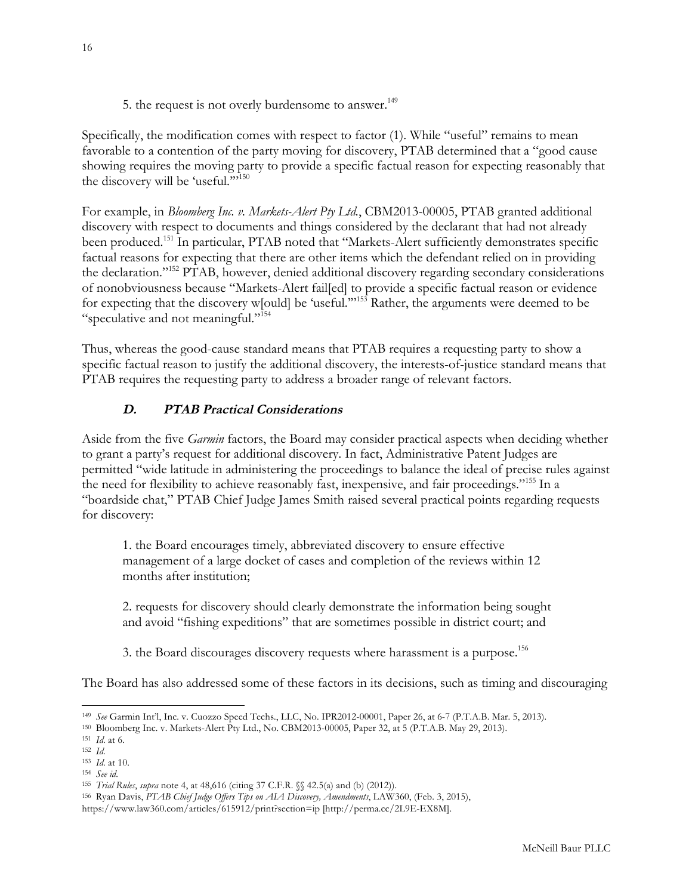5. the request is not overly burdensome to answer.[149]

Specifically, the modification comes with respect to factor (1). While "useful" remains to mean favorable to a contention of the party moving for discovery, PTAB determined that a "good cause showing requires the moving party to provide a specific factual reason for expecting reasonably that the discovery will be 'useful.'"[150]

For example, in *Bloomberg Inc. v. Markets-Alert Pty Ltd.*, CBM2013-00005, PTAB granted additional discovery with respect to documents and things considered by the declarant that had not already been produced.[151] In particular, PTAB noted that "Markets-Alert sufficiently demonstrates specific factual reasons for expecting that there are other items which the defendant relied on in providing the declaration."[152] PTAB, however, denied additional discovery regarding secondary considerations of nonobviousness because "Markets-Alert fail[ed] to provide a specific factual reason or evidence for expecting that the discovery w[ould] be 'useful.'"[153] Rather, the arguments were deemed to be "speculative and not meaningful."[154]

Thus, whereas the good-cause standard means that PTAB requires a requesting party to show a specific factual reason to justify the additional discovery, the interests-of-justice standard means that PTAB requires the requesting party to address a broader range of relevant factors.

### D. PTAB Practical Considerations

Aside from the five *Garmin* factors, the Board may consider practical aspects when deciding whether to grant a party's request for additional discovery. In fact, Administrative Patent Judges are permitted "wide latitude in administering the proceedings to balance the ideal of precise rules against the need for flexibility to achieve reasonably fast, inexpensive, and fair proceedings."[155] In a "boardside chat," PTAB Chief Judge James Smith raised several practical points regarding requests for discovery:

1. the Board encourages timely, abbreviated discovery to ensure effective management of a large docket of cases and completion of the reviews within 12 months after institution;

2. requests for discovery should clearly demonstrate the information being sought and avoid "fishing expeditions" that are sometimes possible in district court; and

3. the Board discourages discovery requests where harassment is a purpose.[156]

The Board has also addressed some of these factors in its decisions, such as timing and discouraging

---

[149] *See* Garmin Int'l, Inc. v. Cuozzo Speed Techs., LLC, No. IPR2012-00001, Paper 26, at 6-7 (P.T.A.B. Mar. 5, 2013).

[150] Bloomberg Inc. v. Markets-Alert Pty Ltd., No. CBM2013-00005, Paper 32, at 5 (P.T.A.B. May 29, 2013).

[151] *Id.* at 6.

[152] *Id.*

[153] *Id.* at 10.

[154] *See id.*

[155] *Trial Rules*, *supra* note 4, at 48,616 (citing 37 C.F.R. §§ 42.5(a) and (b) (2012)).

[156] Ryan Davis, *PTAB Chief Judge Offers Tips on AIA Discovery, Amendments*, LAW360, (Feb. 3, 2015), https://www.law360.com/articles/615912/print?section=ip [http://perma.cc/2L9E-EX8M].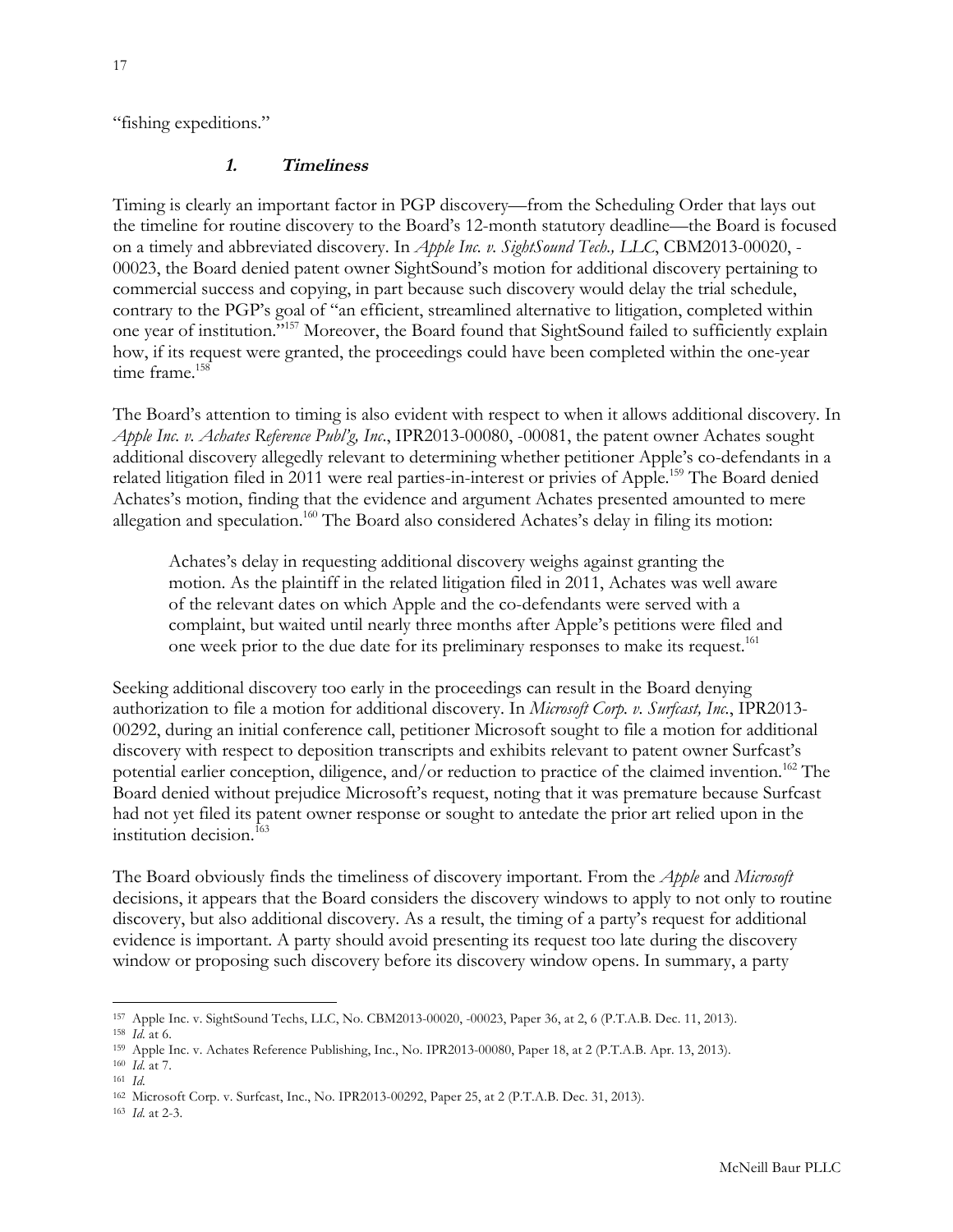"fishing expeditions."

### 1. Timeliness

Timing is clearly an important factor in PGP discovery—from the Scheduling Order that lays out the timeline for routine discovery to the Board's 12-month statutory deadline—the Board is focused on a timely and abbreviated discovery. In *Apple Inc. v. SightSound Tech., LLC*, CBM2013-00020, -00023, the Board denied patent owner SightSound's motion for additional discovery pertaining to commercial success and copying, in part because such discovery would delay the trial schedule, contrary to the PGP's goal of "an efficient, streamlined alternative to litigation, completed within one year of institution."[157] Moreover, the Board found that SightSound failed to sufficiently explain how, if its request were granted, the proceedings could have been completed within the one-year time frame.[158]

The Board's attention to timing is also evident with respect to when it allows additional discovery. In *Apple Inc. v. Achates Reference Publ'g, Inc.*, IPR2013-00080, -00081, the patent owner Achates sought additional discovery allegedly relevant to determining whether petitioner Apple's co-defendants in a related litigation filed in 2011 were real parties-in-interest or privies of Apple.[159] The Board denied Achates's motion, finding that the evidence and argument Achates presented amounted to mere allegation and speculation.[160] The Board also considered Achates's delay in filing its motion:

> Achates's delay in requesting additional discovery weighs against granting the motion. As the plaintiff in the related litigation filed in 2011, Achates was well aware of the relevant dates on which Apple and the co-defendants were served with a complaint, but waited until nearly three months after Apple's petitions were filed and one week prior to the due date for its preliminary responses to make its request.[161]

Seeking additional discovery too early in the proceedings can result in the Board denying authorization to file a motion for additional discovery. In *Microsoft Corp. v. Surfcast, Inc.*, IPR2013-00292, during an initial conference call, petitioner Microsoft sought to file a motion for additional discovery with respect to deposition transcripts and exhibits relevant to patent owner Surfcast's potential earlier conception, diligence, and/or reduction to practice of the claimed invention.[162] The Board denied without prejudice Microsoft's request, noting that it was premature because Surfcast had not yet filed its patent owner response or sought to antedate the prior art relied upon in the institution decision.[163]

The Board obviously finds the timeliness of discovery important. From the *Apple* and *Microsoft* decisions, it appears that the Board considers the discovery windows to apply to not only to routine discovery, but also additional discovery. As a result, the timing of a party's request for additional evidence is important. A party should avoid presenting its request too late during the discovery window or proposing such discovery before its discovery window opens. In summary, a party

---

157 Apple Inc. v. SightSound Techs, LLC, No. CBM2013-00020, -00023, Paper 36, at 2, 6 (P.T.A.B. Dec. 11, 2013).

158 *Id.* at 6.

159 Apple Inc. v. Achates Reference Publishing, Inc., No. IPR2013-00080, Paper 18, at 2 (P.T.A.B. Apr. 13, 2013).

160 *Id.* at 7.

161 *Id.*

162 Microsoft Corp. v. Surfcast, Inc., No. IPR2013-00292, Paper 25, at 2 (P.T.A.B. Dec. 31, 2013).

163 *Id.* at 2-3.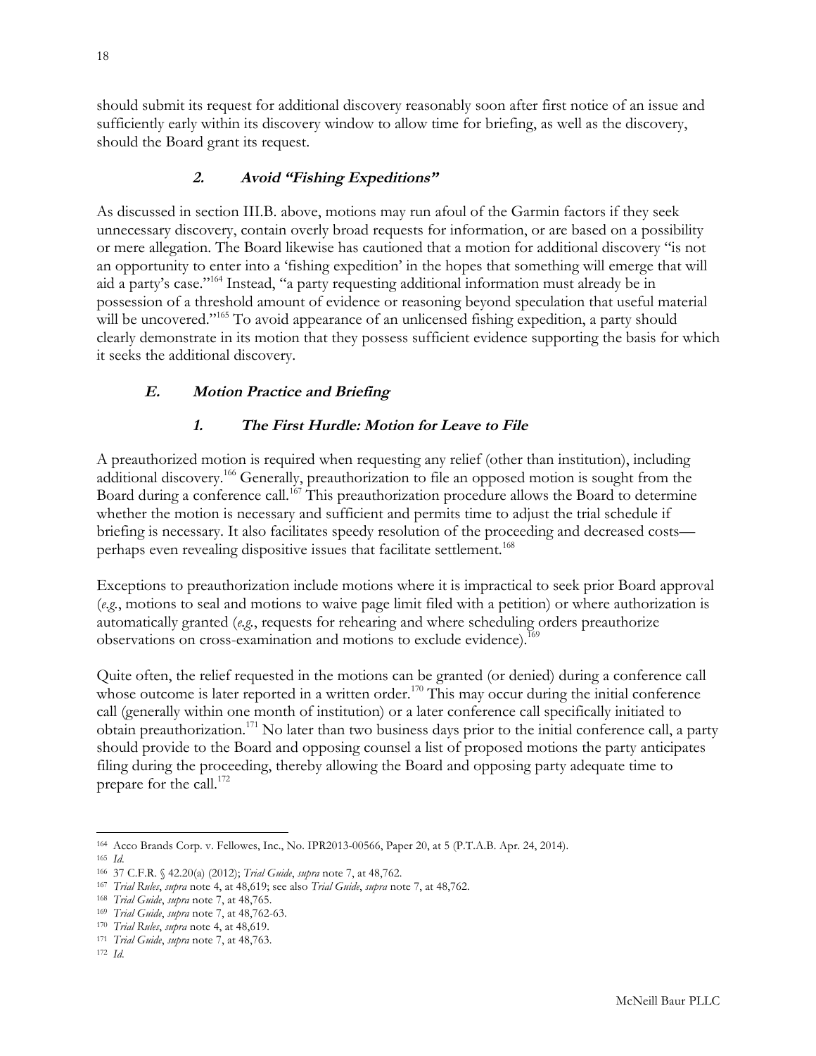should submit its request for additional discovery reasonably soon after first notice of an issue and sufficiently early within its discovery window to allow time for briefing, as well as the discovery, should the Board grant its request.

### *2. Avoid "Fishing Expeditions"*

As discussed in section III.B. above, motions may run afoul of the Garmin factors if they seek unnecessary discovery, contain overly broad requests for information, or are based on a possibility or mere allegation. The Board likewise has cautioned that a motion for additional discovery "is not an opportunity to enter into a 'fishing expedition' in the hopes that something will emerge that will aid a party's case."[164] Instead, "a party requesting additional information must already be in possession of a threshold amount of evidence or reasoning beyond speculation that useful material will be uncovered."[165] To avoid appearance of an unlicensed fishing expedition, a party should clearly demonstrate in its motion that they possess sufficient evidence supporting the basis for which it seeks the additional discovery.

## *E. Motion Practice and Briefing*

### *1. The First Hurdle: Motion for Leave to File*

A preauthorized motion is required when requesting any relief (other than institution), including additional discovery.[166] Generally, preauthorization to file an opposed motion is sought from the Board during a conference call.[167] This preauthorization procedure allows the Board to determine whether the motion is necessary and sufficient and permits time to adjust the trial schedule if briefing is necessary. It also facilitates speedy resolution of the proceeding and decreased costs—perhaps even revealing dispositive issues that facilitate settlement.[168]

Exceptions to preauthorization include motions where it is impractical to seek prior Board approval (*e.g.*, motions to seal and motions to waive page limit filed with a petition) or where authorization is automatically granted (*e.g.*, requests for rehearing and where scheduling orders preauthorize observations on cross-examination and motions to exclude evidence).[169]

Quite often, the relief requested in the motions can be granted (or denied) during a conference call whose outcome is later reported in a written order.[170] This may occur during the initial conference call (generally within one month of institution) or a later conference call specifically initiated to obtain preauthorization.[171] No later than two business days prior to the initial conference call, a party should provide to the Board and opposing counsel a list of proposed motions the party anticipates filing during the proceeding, thereby allowing the Board and opposing party adequate time to prepare for the call.[172]

---

[164] Acco Brands Corp. v. Fellowes, Inc., No. IPR2013-00566, Paper 20, at 5 (P.T.A.B. Apr. 24, 2014).
[165] *Id.*
[166] 37 C.F.R. § 42.20(a) (2012); *Trial Guide*, *supra* note 7, at 48,762.
[167] *Trial Rules*, *supra* note 4, at 48,619; see also *Trial Guide*, *supra* note 7, at 48,762.
[168] *Trial Guide*, *supra* note 7, at 48,765.
[169] *Trial Guide*, *supra* note 7, at 48,762-63.
[170] *Trial Rules*, *supra* note 4, at 48,619.
[171] *Trial Guide*, *supra* note 7, at 48,763.
[172] *Id.*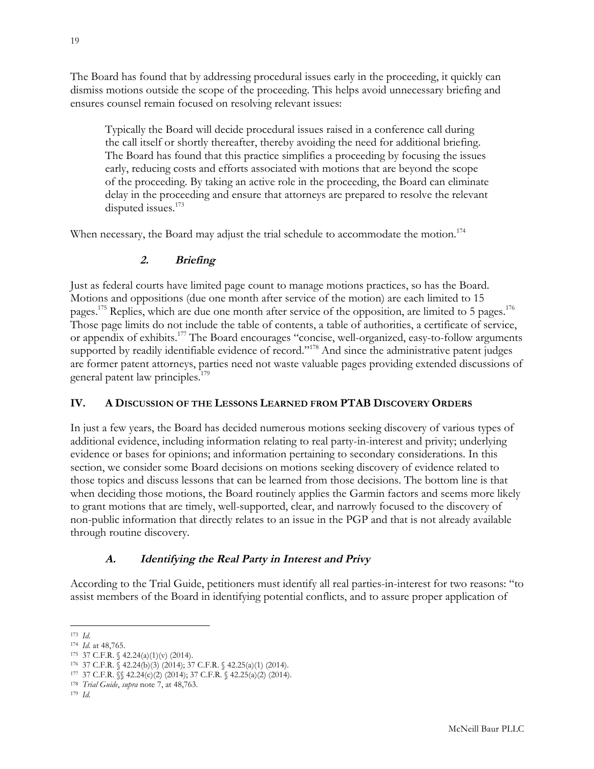The Board has found that by addressing procedural issues early in the proceeding, it quickly can dismiss motions outside the scope of the proceeding. This helps avoid unnecessary briefing and ensures counsel remain focused on resolving relevant issues:

> Typically the Board will decide procedural issues raised in a conference call during the call itself or shortly thereafter, thereby avoiding the need for additional briefing. The Board has found that this practice simplifies a proceeding by focusing the issues early, reducing costs and efforts associated with motions that are beyond the scope of the proceeding. By taking an active role in the proceeding, the Board can eliminate delay in the proceeding and ensure that attorneys are prepared to resolve the relevant disputed issues.[173]

When necessary, the Board may adjust the trial schedule to accommodate the motion.[174]

### *2. Briefing*

Just as federal courts have limited page count to manage motions practices, so has the Board. Motions and oppositions (due one month after service of the motion) are each limited to 15 pages.[175] Replies, which are due one month after service of the opposition, are limited to 5 pages.[176] Those page limits do not include the table of contents, a table of authorities, a certificate of service, or appendix of exhibits.[177] The Board encourages "concise, well-organized, easy-to-follow arguments supported by readily identifiable evidence of record."[178] And since the administrative patent judges are former patent attorneys, parties need not waste valuable pages providing extended discussions of general patent law principles.[179]

## IV. A Discussion of the Lessons Learned from PTAB Discovery Orders

In just a few years, the Board has decided numerous motions seeking discovery of various types of additional evidence, including information relating to real party-in-interest and privity; underlying evidence or bases for opinions; and information pertaining to secondary considerations. In this section, we consider some Board decisions on motions seeking discovery of evidence related to those topics and discuss lessons that can be learned from those decisions. The bottom line is that when deciding those motions, the Board routinely applies the Garmin factors and seems more likely to grant motions that are timely, well-supported, clear, and narrowly focused to the discovery of non-public information that directly relates to an issue in the PGP and that is not already available through routine discovery.

### *A. Identifying the Real Party in Interest and Privy*

According to the Trial Guide, petitioners must identify all real parties-in-interest for two reasons: "to assist members of the Board in identifying potential conflicts, and to assure proper application of

---

[173] *Id.*

[174] *Id.* at 48,765.

[175] 37 C.F.R. § 42.24(a)(1)(v) (2014).

[176] 37 C.F.R. § 42.24(b)(3) (2014); 37 C.F.R. § 42.25(a)(1) (2014).

[177] 37 C.F.R. §§ 42.24(c)(2) (2014); 37 C.F.R. § 42.25(a)(2) (2014).

[178] *Trial Guide*, *supra* note 7, at 48,763.

[179] *Id.*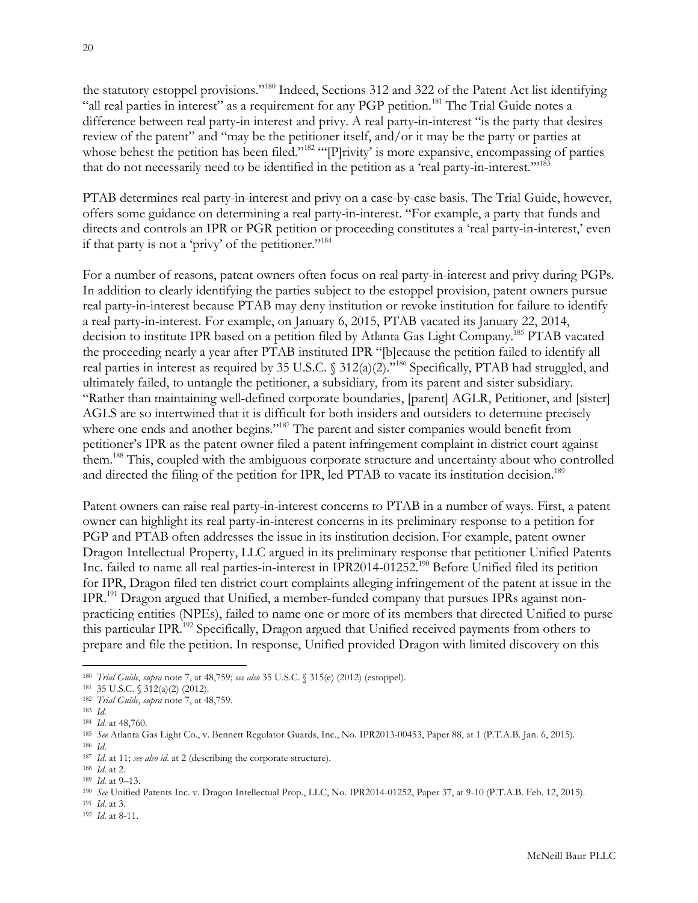the statutory estoppel provisions."[180] Indeed, Sections 312 and 322 of the Patent Act list identifying "all real parties in interest" as a requirement for any PGP petition.[181] The Trial Guide notes a difference between real party-in interest and privy. A real party-in-interest "is the party that desires review of the patent" and "may be the petitioner itself, and/or it may be the party or parties at whose behest the petition has been filed."[182] "'[P]rivity' is more expansive, encompassing of parties that do not necessarily need to be identified in the petition as a 'real party-in-interest.'"[183]

PTAB determines real party-in-interest and privy on a case-by-case basis. The Trial Guide, however, offers some guidance on determining a real party-in-interest. "For example, a party that funds and directs and controls an IPR or PGR petition or proceeding constitutes a 'real party-in-interest,' even if that party is not a 'privy' of the petitioner."[184]

For a number of reasons, patent owners often focus on real party-in-interest and privy during PGPs. In addition to clearly identifying the parties subject to the estoppel provision, patent owners pursue real party-in-interest because PTAB may deny institution or revoke institution for failure to identify a real party-in-interest. For example, on January 6, 2015, PTAB vacated its January 22, 2014, decision to institute IPR based on a petition filed by Atlanta Gas Light Company.[185] PTAB vacated the proceeding nearly a year after PTAB instituted IPR "[b]ecause the petition failed to identify all real parties in interest as required by 35 U.S.C. § 312(a)(2)."[186] Specifically, PTAB had struggled, and ultimately failed, to untangle the petitioner, a subsidiary, from its parent and sister subsidiary. "Rather than maintaining well-defined corporate boundaries, [parent] AGLR, Petitioner, and [sister] AGLS are so intertwined that it is difficult for both insiders and outsiders to determine precisely where one ends and another begins."[187] The parent and sister companies would benefit from petitioner's IPR as the patent owner filed a patent infringement complaint in district court against them.[188] This, coupled with the ambiguous corporate structure and uncertainty about who controlled and directed the filing of the petition for IPR, led PTAB to vacate its institution decision.[189]

Patent owners can raise real party-in-interest concerns to PTAB in a number of ways. First, a patent owner can highlight its real party-in-interest concerns in its preliminary response to a petition for PGP and PTAB often addresses the issue in its institution decision. For example, patent owner Dragon Intellectual Property, LLC argued in its preliminary response that petitioner Unified Patents Inc. failed to name all real parties-in-interest in IPR2014-01252.[190] Before Unified filed its petition for IPR, Dragon filed ten district court complaints alleging infringement of the patent at issue in the IPR.[191] Dragon argued that Unified, a member-funded company that pursues IPRs against non-practicing entities (NPEs), failed to name one or more of its members that directed Unified to purse this particular IPR.[192] Specifically, Dragon argued that Unified received payments from others to prepare and file the petition. In response, Unified provided Dragon with limited discovery on this

---

[180] *Trial Guide*, *supra* note 7, at 48,759; *see also* 35 U.S.C. § 315(e) (2012) (estoppel).
[181] 35 U.S.C. § 312(a)(2) (2012).
[182] *Trial Guide*, *supra* note 7, at 48,759.
[183] *Id.*
[184] *Id.* at 48,760.
[185] *See* Atlanta Gas Light Co., v. Bennett Regulator Guards, Inc., No. IPR2013-00453, Paper 88, at 1 (P.T.A.B. Jan. 6, 2015).
[186] *Id.*
[187] *Id.* at 11; *see also id.* at 2 (describing the corporate structure).
[188] *Id.* at 2.
[189] *Id.* at 9–13.
[190] *See* Unified Patents Inc. v. Dragon Intellectual Prop., LLC, No. IPR2014-01252, Paper 37, at 9-10 (P.T.A.B. Feb. 12, 2015).
[191] *Id.* at 3.
[192] *Id.* at 8-11.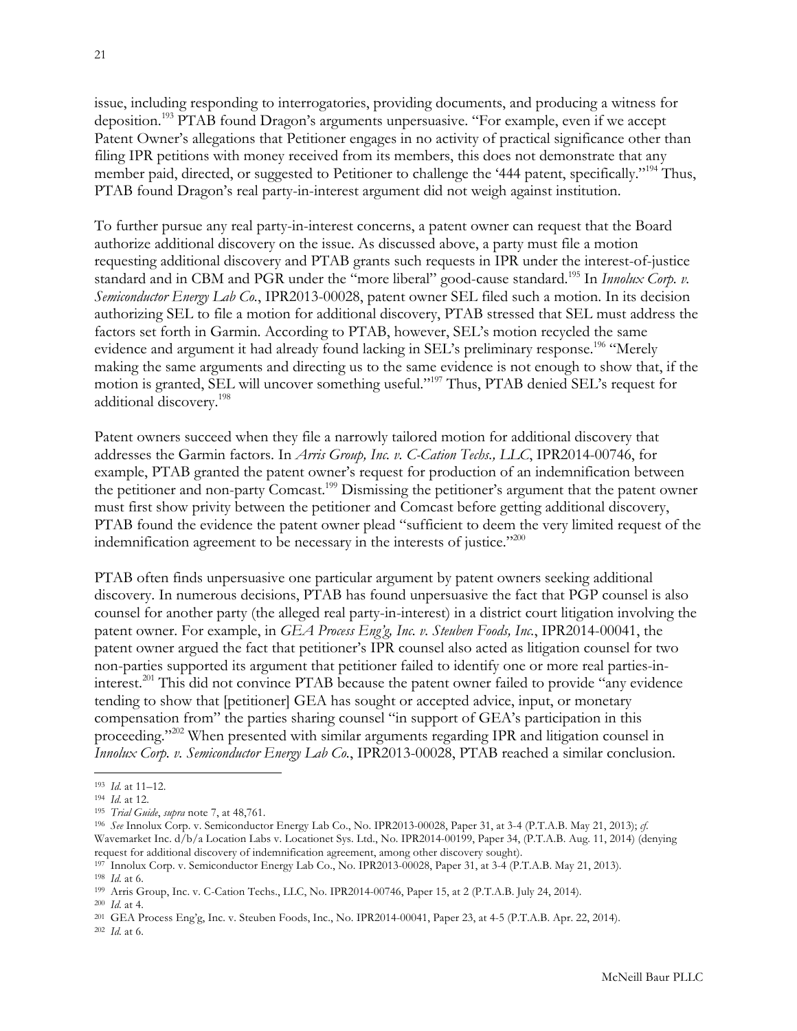issue, including responding to interrogatories, providing documents, and producing a witness for deposition.[193] PTAB found Dragon's arguments unpersuasive. "For example, even if we accept Patent Owner's allegations that Petitioner engages in no activity of practical significance other than filing IPR petitions with money received from its members, this does not demonstrate that any member paid, directed, or suggested to Petitioner to challenge the '444 patent, specifically."[194] Thus, PTAB found Dragon's real party-in-interest argument did not weigh against institution.

To further pursue any real party-in-interest concerns, a patent owner can request that the Board authorize additional discovery on the issue. As discussed above, a party must file a motion requesting additional discovery and PTAB grants such requests in IPR under the interest-of-justice standard and in CBM and PGR under the "more liberal" good-cause standard.[195] In *Innolux Corp. v. Semiconductor Energy Lab Co.*, IPR2013-00028, patent owner SEL filed such a motion. In its decision authorizing SEL to file a motion for additional discovery, PTAB stressed that SEL must address the factors set forth in Garmin. According to PTAB, however, SEL's motion recycled the same evidence and argument it had already found lacking in SEL's preliminary response.[196] "Merely making the same arguments and directing us to the same evidence is not enough to show that, if the motion is granted, SEL will uncover something useful."[197] Thus, PTAB denied SEL's request for additional discovery.[198]

Patent owners succeed when they file a narrowly tailored motion for additional discovery that addresses the Garmin factors. In *Arris Group, Inc. v. C-Cation Techs., LLC*, IPR2014-00746, for example, PTAB granted the patent owner's request for production of an indemnification between the petitioner and non-party Comcast.[199] Dismissing the petitioner's argument that the patent owner must first show privity between the petitioner and Comcast before getting additional discovery, PTAB found the evidence the patent owner plead "sufficient to deem the very limited request of the indemnification agreement to be necessary in the interests of justice."[200]

PTAB often finds unpersuasive one particular argument by patent owners seeking additional discovery. In numerous decisions, PTAB has found unpersuasive the fact that PGP counsel is also counsel for another party (the alleged real party-in-interest) in a district court litigation involving the patent owner. For example, in *GEA Process Eng'g, Inc. v. Steuben Foods, Inc.*, IPR2014-00041, the patent owner argued the fact that petitioner's IPR counsel also acted as litigation counsel for two non-parties supported its argument that petitioner failed to identify one or more real parties-in-interest.[201] This did not convince PTAB because the patent owner failed to provide "any evidence tending to show that [petitioner] GEA has sought or accepted advice, input, or monetary compensation from" the parties sharing counsel "in support of GEA's participation in this proceeding."[202] When presented with similar arguments regarding IPR and litigation counsel in *Innolux Corp. v. Semiconductor Energy Lab Co.*, IPR2013-00028, PTAB reached a similar conclusion.

---

[193] *Id.* at 11–12.

[194] *Id.* at 12.

[195] *Trial Guide*, *supra* note 7, at 48,761.

[196] *See* Innolux Corp. v. Semiconductor Energy Lab Co., No. IPR2013-00028, Paper 31, at 3-4 (P.T.A.B. May 21, 2013); *cf.* Wavemarket Inc. d/b/a Location Labs v. Locationet Sys. Ltd., No. IPR2014-00199, Paper 34, (P.T.A.B. Aug. 11, 2014) (denying request for additional discovery of indemnification agreement, among other discovery sought).

[197] Innolux Corp. v. Semiconductor Energy Lab Co., No. IPR2013-00028, Paper 31, at 3-4 (P.T.A.B. May 21, 2013).

[198] *Id.* at 6.

[199] Arris Group, Inc. v. C-Cation Techs., LLC, No. IPR2014-00746, Paper 15, at 2 (P.T.A.B. July 24, 2014).

[200] *Id.* at 4.

[201] GEA Process Eng'g, Inc. v. Steuben Foods, Inc., No. IPR2014-00041, Paper 23, at 4-5 (P.T.A.B. Apr. 22, 2014).

[202] *Id.* at 6.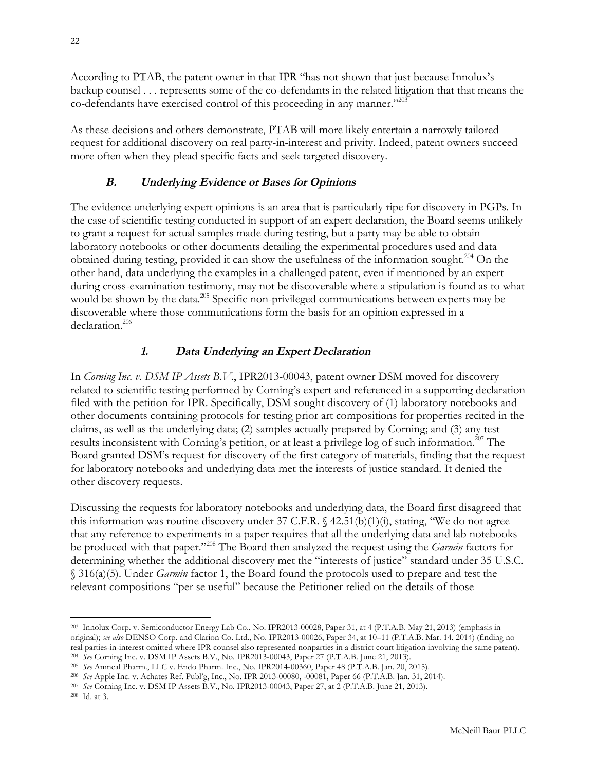According to PTAB, the patent owner in that IPR "has not shown that just because Innolux's backup counsel . . . represents some of the co-defendants in the related litigation that that means the co-defendants have exercised control of this proceeding in any manner."[203]

As these decisions and others demonstrate, PTAB will more likely entertain a narrowly tailored request for additional discovery on real party-in-interest and privity. Indeed, patent owners succeed more often when they plead specific facts and seek targeted discovery.

### B. Underlying Evidence or Bases for Opinions

The evidence underlying expert opinions is an area that is particularly ripe for discovery in PGPs. In the case of scientific testing conducted in support of an expert declaration, the Board seems unlikely to grant a request for actual samples made during testing, but a party may be able to obtain laboratory notebooks or other documents detailing the experimental procedures used and data obtained during testing, provided it can show the usefulness of the information sought.[204] On the other hand, data underlying the examples in a challenged patent, even if mentioned by an expert during cross-examination testimony, may not be discoverable where a stipulation is found as to what would be shown by the data.[205] Specific non-privileged communications between experts may be discoverable where those communications form the basis for an opinion expressed in a declaration.[206]

#### 1. Data Underlying an Expert Declaration

In *Corning Inc. v. DSM IP Assets B.V.*, IPR2013-00043, patent owner DSM moved for discovery related to scientific testing performed by Corning's expert and referenced in a supporting declaration filed with the petition for IPR. Specifically, DSM sought discovery of (1) laboratory notebooks and other documents containing protocols for testing prior art compositions for properties recited in the claims, as well as the underlying data; (2) samples actually prepared by Corning; and (3) any test results inconsistent with Corning's petition, or at least a privilege log of such information.[207] The Board granted DSM's request for discovery of the first category of materials, finding that the request for laboratory notebooks and underlying data met the interests of justice standard. It denied the other discovery requests.

Discussing the requests for laboratory notebooks and underlying data, the Board first disagreed that this information was routine discovery under 37 C.F.R. § 42.51(b)(1)(i), stating, "We do not agree that any reference to experiments in a paper requires that all the underlying data and lab notebooks be produced with that paper."[208] The Board then analyzed the request using the *Garmin* factors for determining whether the additional discovery met the "interests of justice" standard under 35 U.S.C. § 316(a)(5). Under *Garmin* factor 1, the Board found the protocols used to prepare and test the relevant compositions "per se useful" because the Petitioner relied on the details of those

---

[203] Innolux Corp. v. Semiconductor Energy Lab Co., No. IPR2013-00028, Paper 31, at 4 (P.T.A.B. May 21, 2013) (emphasis in original); *see also* DENSO Corp. and Clarion Co. Ltd., No. IPR2013-00026, Paper 34, at 10–11 (P.T.A.B. Mar. 14, 2014) (finding no real parties-in-interest omitted where IPR counsel also represented nonparties in a district court litigation involving the same patent).

[204] *See* Corning Inc. v. DSM IP Assets B.V., No. IPR2013-00043, Paper 27 (P.T.A.B. June 21, 2013).

[205] *See* Amneal Pharm., LLC v. Endo Pharm. Inc., No. IPR2014-00360, Paper 48 (P.T.A.B. Jan. 20, 2015).

[206] *See* Apple Inc. v. Achates Ref. Publ'g, Inc., No. IPR 2013-00080, -00081, Paper 66 (P.T.A.B. Jan. 31, 2014).

[207] *See* Corning Inc. v. DSM IP Assets B.V., No. IPR2013-00043, Paper 27, at 2 (P.T.A.B. June 21, 2013).

[208] Id. at 3.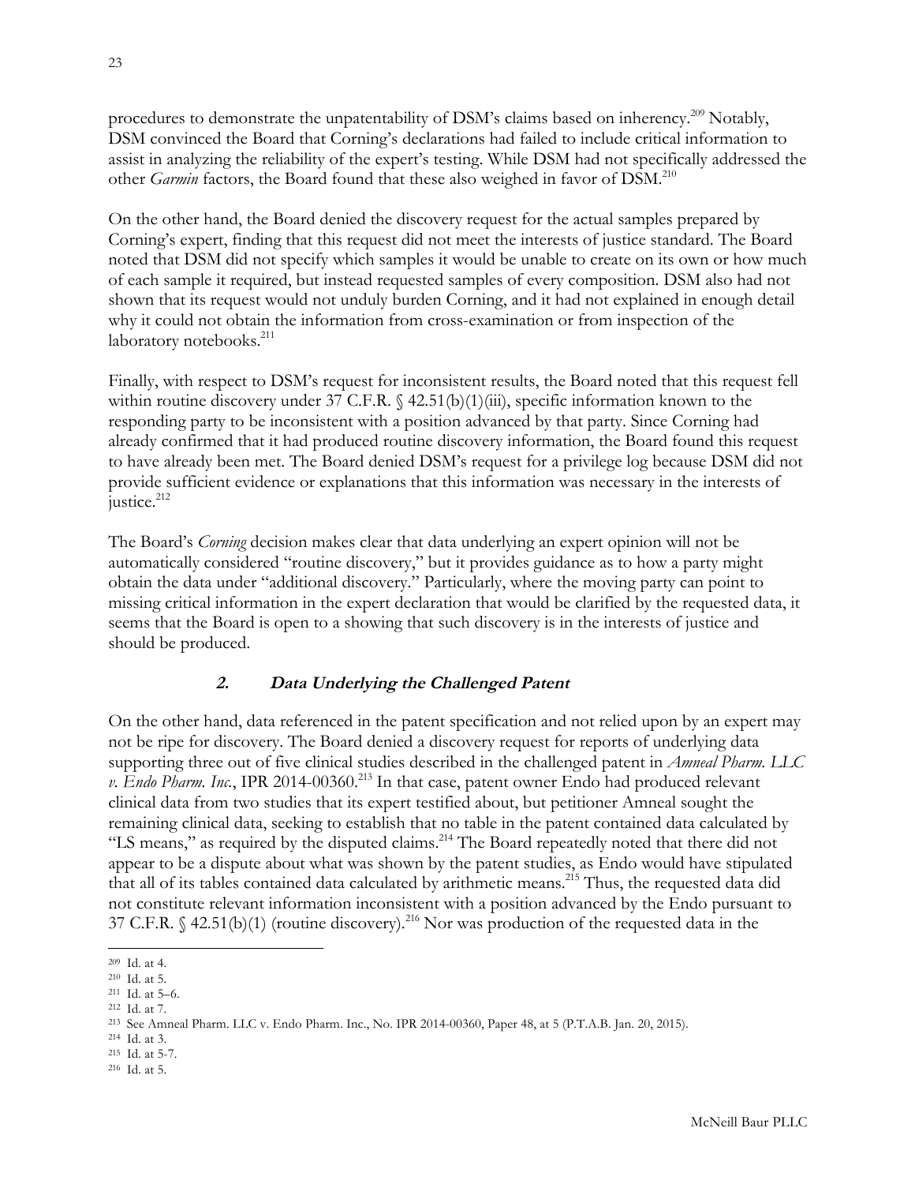procedures to demonstrate the unpatentability of DSM's claims based on inherency.[209] Notably, DSM convinced the Board that Corning's declarations had failed to include critical information to assist in analyzing the reliability of the expert's testing. While DSM had not specifically addressed the other *Garmin* factors, the Board found that these also weighed in favor of DSM.[210]

On the other hand, the Board denied the discovery request for the actual samples prepared by Corning's expert, finding that this request did not meet the interests of justice standard. The Board noted that DSM did not specify which samples it would be unable to create on its own or how much of each sample it required, but instead requested samples of every composition. DSM also had not shown that its request would not unduly burden Corning, and it had not explained in enough detail why it could not obtain the information from cross-examination or from inspection of the laboratory notebooks.[211]

Finally, with respect to DSM's request for inconsistent results, the Board noted that this request fell within routine discovery under 37 C.F.R. § 42.51(b)(1)(iii), specific information known to the responding party to be inconsistent with a position advanced by that party. Since Corning had already confirmed that it had produced routine discovery information, the Board found this request to have already been met. The Board denied DSM's request for a privilege log because DSM did not provide sufficient evidence or explanations that this information was necessary in the interests of justice.[212]

The Board's *Corning* decision makes clear that data underlying an expert opinion will not be automatically considered "routine discovery," but it provides guidance as to how a party might obtain the data under "additional discovery." Particularly, where the moving party can point to missing critical information in the expert declaration that would be clarified by the requested data, it seems that the Board is open to a showing that such discovery is in the interests of justice and should be produced.

### ***2. Data Underlying the Challenged Patent***

On the other hand, data referenced in the patent specification and not relied upon by an expert may not be ripe for discovery. The Board denied a discovery request for reports of underlying data supporting three out of five clinical studies described in the challenged patent in *Amneal Pharm. LLC v. Endo Pharm. Inc.*, IPR 2014-00360.[213] In that case, patent owner Endo had produced relevant clinical data from two studies that its expert testified about, but petitioner Amneal sought the remaining clinical data, seeking to establish that no table in the patent contained data calculated by "LS means," as required by the disputed claims.[214] The Board repeatedly noted that there did not appear to be a dispute about what was shown by the patent studies, as Endo would have stipulated that all of its tables contained data calculated by arithmetic means.[215] Thus, the requested data did not constitute relevant information inconsistent with a position advanced by the Endo pursuant to 37 C.F.R. § 42.51(b)(1) (routine discovery).[216] Nor was production of the requested data in the

---

[209] Id. at 4.
[210] Id. at 5.
[211] Id. at 5–6.
[212] Id. at 7.
[213] See Amneal Pharm. LLC v. Endo Pharm. Inc., No. IPR 2014-00360, Paper 48, at 5 (P.T.A.B. Jan. 20, 2015).
[214] Id. at 3.
[215] Id. at 5-7.
[216] Id. at 5.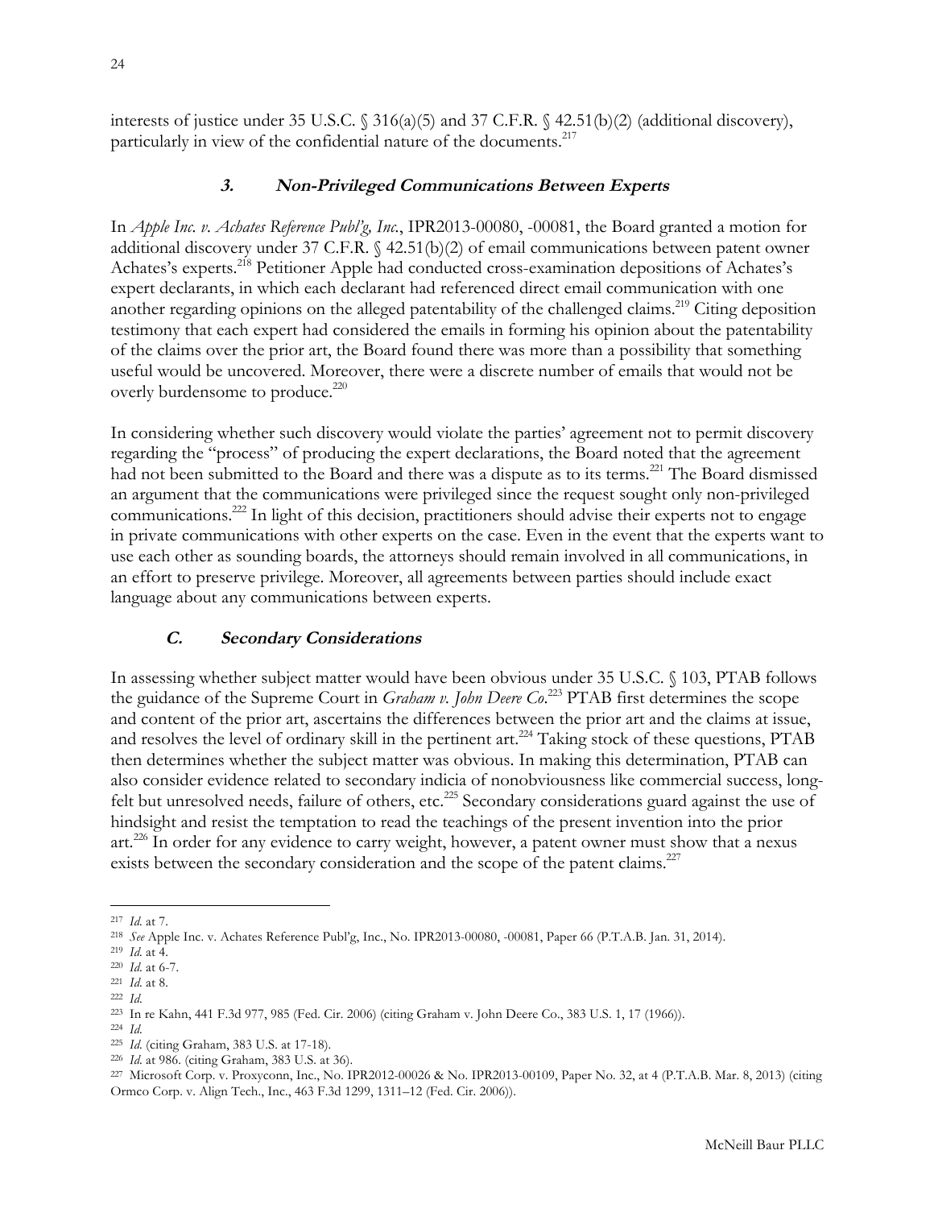interests of justice under 35 U.S.C. § 316(a)(5) and 37 C.F.R. § 42.51(b)(2) (additional discovery), particularly in view of the confidential nature of the documents.[217]

### *3. Non-Privileged Communications Between Experts*

In *Apple Inc. v. Achates Reference Publ'g, Inc.*, IPR2013-00080, -00081, the Board granted a motion for additional discovery under 37 C.F.R. § 42.51(b)(2) of email communications between patent owner Achates's experts.[218] Petitioner Apple had conducted cross-examination depositions of Achates's expert declarants, in which each declarant had referenced direct email communication with one another regarding opinions on the alleged patentability of the challenged claims.[219] Citing deposition testimony that each expert had considered the emails in forming his opinion about the patentability of the claims over the prior art, the Board found there was more than a possibility that something useful would be uncovered. Moreover, there were a discrete number of emails that would not be overly burdensome to produce.[220]

In considering whether such discovery would violate the parties' agreement not to permit discovery regarding the "process" of producing the expert declarations, the Board noted that the agreement had not been submitted to the Board and there was a dispute as to its terms.[221] The Board dismissed an argument that the communications were privileged since the request sought only non-privileged communications.[222] In light of this decision, practitioners should advise their experts not to engage in private communications with other experts on the case. Even in the event that the experts want to use each other as sounding boards, the attorneys should remain involved in all communications, in an effort to preserve privilege. Moreover, all agreements between parties should include exact language about any communications between experts.

## *C. Secondary Considerations*

In assessing whether subject matter would have been obvious under 35 U.S.C. § 103, PTAB follows the guidance of the Supreme Court in *Graham v. John Deere Co.*[223] PTAB first determines the scope and content of the prior art, ascertains the differences between the prior art and the claims at issue, and resolves the level of ordinary skill in the pertinent art.[224] Taking stock of these questions, PTAB then determines whether the subject matter was obvious. In making this determination, PTAB can also consider evidence related to secondary indicia of nonobviousness like commercial success, long-felt but unresolved needs, failure of others, etc.[225] Secondary considerations guard against the use of hindsight and resist the temptation to read the teachings of the present invention into the prior art.[226] In order for any evidence to carry weight, however, a patent owner must show that a nexus exists between the secondary consideration and the scope of the patent claims.[227]

---

[217] *Id.* at 7.

[218] *See* Apple Inc. v. Achates Reference Publ'g, Inc., No. IPR2013-00080, -00081, Paper 66 (P.T.A.B. Jan. 31, 2014).

[219] *Id.* at 4.

[220] *Id.* at 6-7.

[221] *Id.* at 8.

[222] *Id.*

[223] In re Kahn, 441 F.3d 977, 985 (Fed. Cir. 2006) (citing Graham v. John Deere Co., 383 U.S. 1, 17 (1966)).

[224] *Id.*

[225] *Id.* (citing Graham, 383 U.S. at 17-18).

[226] *Id.* at 986. (citing Graham, 383 U.S. at 36).

[227] Microsoft Corp. v. Proxyconn, Inc., No. IPR2012-00026 & No. IPR2013-00109, Paper No. 32, at 4 (P.T.A.B. Mar. 8, 2013) (citing Ormco Corp. v. Align Tech., Inc., 463 F.3d 1299, 1311–12 (Fed. Cir. 2006)).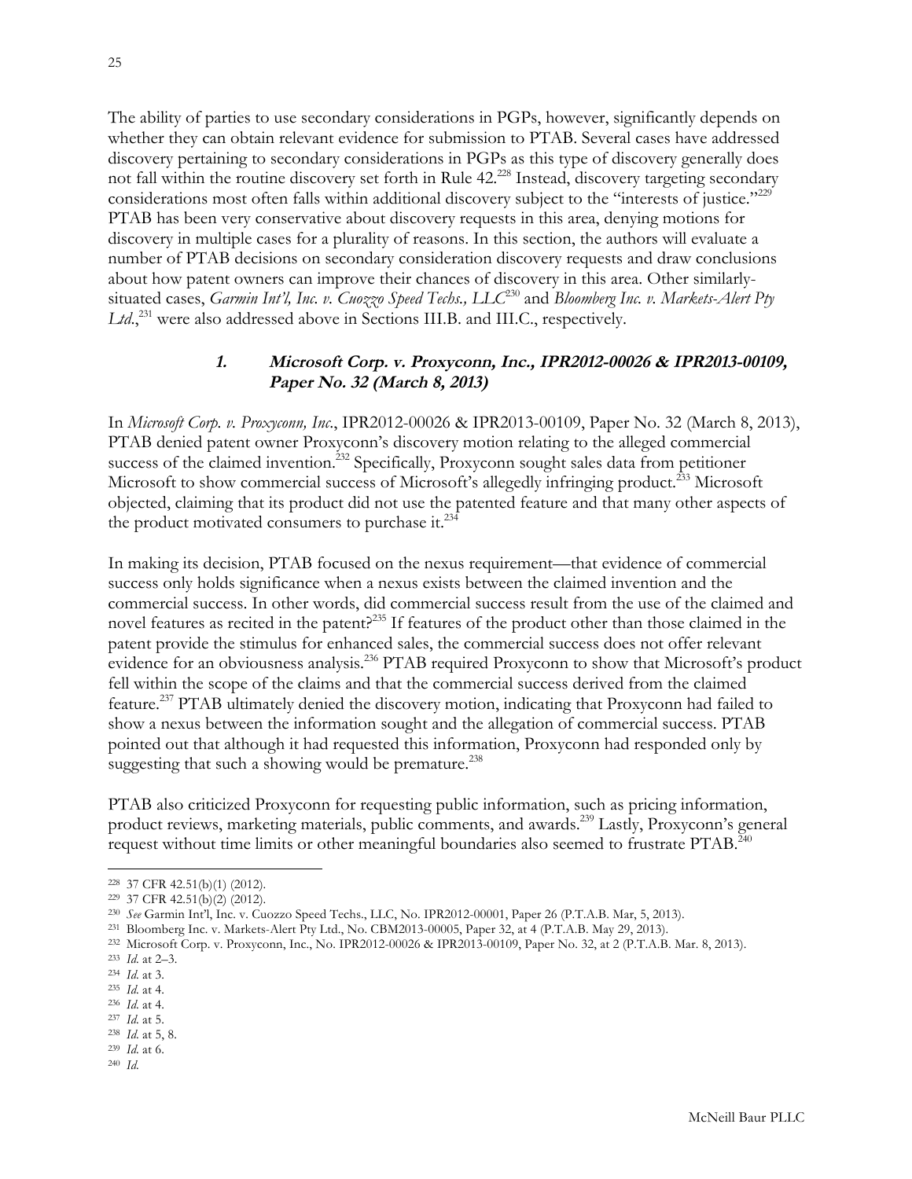The ability of parties to use secondary considerations in PGPs, however, significantly depends on whether they can obtain relevant evidence for submission to PTAB. Several cases have addressed discovery pertaining to secondary considerations in PGPs as this type of discovery generally does not fall within the routine discovery set forth in Rule 42.[228] Instead, discovery targeting secondary considerations most often falls within additional discovery subject to the "interests of justice."[229] PTAB has been very conservative about discovery requests in this area, denying motions for discovery in multiple cases for a plurality of reasons. In this section, the authors will evaluate a number of PTAB decisions on secondary consideration discovery requests and draw conclusions about how patent owners can improve their chances of discovery in this area. Other similarly-situated cases, *Garmin Int'l, Inc. v. Cuozzo Speed Techs., LLC*[230] and *Bloomberg Inc. v. Markets-Alert Pty Ltd.*,[231] were also addressed above in Sections III.B. and III.C., respectively.

### *1. Microsoft Corp. v. Proxyconn, Inc., IPR2012-00026 & IPR2013-00109, Paper No. 32 (March 8, 2013)*

In *Microsoft Corp. v. Proxyconn, Inc.*, IPR2012-00026 & IPR2013-00109, Paper No. 32 (March 8, 2013), PTAB denied patent owner Proxyconn's discovery motion relating to the alleged commercial success of the claimed invention.[232] Specifically, Proxyconn sought sales data from petitioner Microsoft to show commercial success of Microsoft's allegedly infringing product.[233] Microsoft objected, claiming that its product did not use the patented feature and that many other aspects of the product motivated consumers to purchase it.[234]

In making its decision, PTAB focused on the nexus requirement—that evidence of commercial success only holds significance when a nexus exists between the claimed invention and the commercial success. In other words, did commercial success result from the use of the claimed and novel features as recited in the patent?[235] If features of the product other than those claimed in the patent provide the stimulus for enhanced sales, the commercial success does not offer relevant evidence for an obviousness analysis.[236] PTAB required Proxyconn to show that Microsoft's product fell within the scope of the claims and that the commercial success derived from the claimed feature.[237] PTAB ultimately denied the discovery motion, indicating that Proxyconn had failed to show a nexus between the information sought and the allegation of commercial success. PTAB pointed out that although it had requested this information, Proxyconn had responded only by suggesting that such a showing would be premature.[238]

PTAB also criticized Proxyconn for requesting public information, such as pricing information, product reviews, marketing materials, public comments, and awards.[239] Lastly, Proxyconn's general request without time limits or other meaningful boundaries also seemed to frustrate PTAB.[240]

---

[228] 37 CFR 42.51(b)(1) (2012).

[229] 37 CFR 42.51(b)(2) (2012).

[230] *See* Garmin Int'l, Inc. v. Cuozzo Speed Techs., LLC, No. IPR2012-00001, Paper 26 (P.T.A.B. Mar, 5, 2013).

[231] Bloomberg Inc. v. Markets-Alert Pty Ltd., No. CBM2013-00005, Paper 32, at 4 (P.T.A.B. May 29, 2013).

[232] Microsoft Corp. v. Proxyconn, Inc., No. IPR2012-00026 & IPR2013-00109, Paper No. 32, at 2 (P.T.A.B. Mar. 8, 2013).

[233] *Id.* at 2–3.

[234] *Id.* at 3.

[235] *Id.* at 4.

[236] *Id.* at 4.

[237] *Id.* at 5.

[238] *Id.* at 5, 8.

[239] *Id.* at 6.

[240] *Id.*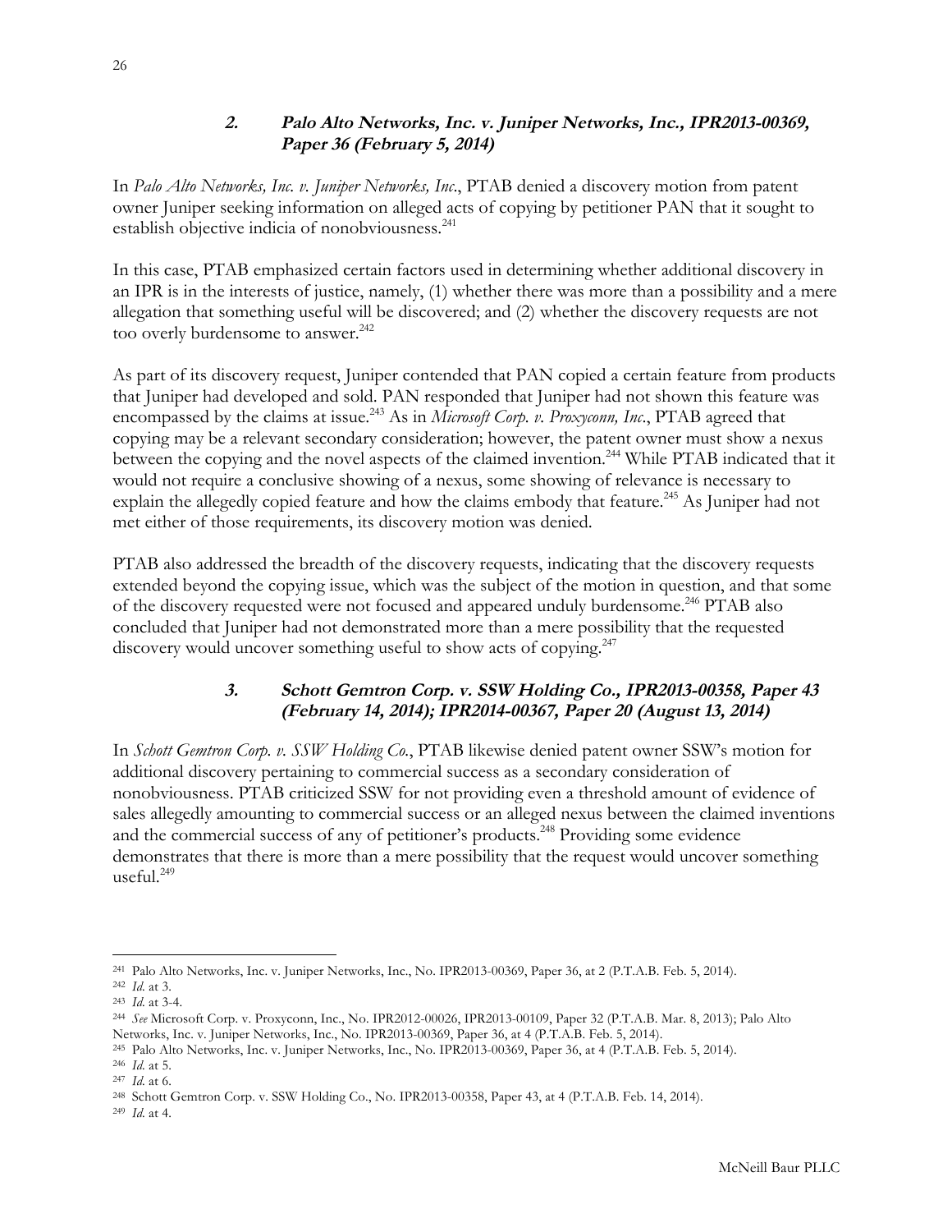### *2. Palo Alto Networks, Inc. v. Juniper Networks, Inc., IPR2013-00369, Paper 36 (February 5, 2014)*

In *Palo Alto Networks, Inc. v. Juniper Networks, Inc.*, PTAB denied a discovery motion from patent owner Juniper seeking information on alleged acts of copying by petitioner PAN that it sought to establish objective indicia of nonobviousness.[241]

In this case, PTAB emphasized certain factors used in determining whether additional discovery in an IPR is in the interests of justice, namely, (1) whether there was more than a possibility and a mere allegation that something useful will be discovered; and (2) whether the discovery requests are not too overly burdensome to answer.[242]

As part of its discovery request, Juniper contended that PAN copied a certain feature from products that Juniper had developed and sold. PAN responded that Juniper had not shown this feature was encompassed by the claims at issue.[243] As in *Microsoft Corp. v. Proxyconn, Inc.*, PTAB agreed that copying may be a relevant secondary consideration; however, the patent owner must show a nexus between the copying and the novel aspects of the claimed invention.[244] While PTAB indicated that it would not require a conclusive showing of a nexus, some showing of relevance is necessary to explain the allegedly copied feature and how the claims embody that feature.[245] As Juniper had not met either of those requirements, its discovery motion was denied.

PTAB also addressed the breadth of the discovery requests, indicating that the discovery requests extended beyond the copying issue, which was the subject of the motion in question, and that some of the discovery requested were not focused and appeared unduly burdensome.[246] PTAB also concluded that Juniper had not demonstrated more than a mere possibility that the requested discovery would uncover something useful to show acts of copying.[247]

### *3. Schott Gemtron Corp. v. SSW Holding Co., IPR2013-00358, Paper 43 (February 14, 2014); IPR2014-00367, Paper 20 (August 13, 2014)*

In *Schott Gemtron Corp. v. SSW Holding Co.*, PTAB likewise denied patent owner SSW's motion for additional discovery pertaining to commercial success as a secondary consideration of nonobviousness. PTAB criticized SSW for not providing even a threshold amount of evidence of sales allegedly amounting to commercial success or an alleged nexus between the claimed inventions and the commercial success of any of petitioner's products.[248] Providing some evidence demonstrates that there is more than a mere possibility that the request would uncover something useful.[249]

---

[241] Palo Alto Networks, Inc. v. Juniper Networks, Inc., No. IPR2013-00369, Paper 36, at 2 (P.T.A.B. Feb. 5, 2014).

[242] *Id.* at 3.

[243] *Id.* at 3-4.

[244] *See* Microsoft Corp. v. Proxyconn, Inc., No. IPR2012-00026, IPR2013-00109, Paper 32 (P.T.A.B. Mar. 8, 2013); Palo Alto Networks, Inc. v. Juniper Networks, Inc., No. IPR2013-00369, Paper 36, at 4 (P.T.A.B. Feb. 5, 2014).

[245] Palo Alto Networks, Inc. v. Juniper Networks, Inc., No. IPR2013-00369, Paper 36, at 4 (P.T.A.B. Feb. 5, 2014).

[246] *Id.* at 5.

[247] *Id.* at 6.

[248] Schott Gemtron Corp. v. SSW Holding Co., No. IPR2013-00358, Paper 43, at 4 (P.T.A.B. Feb. 14, 2014).

[249] *Id.* at 4.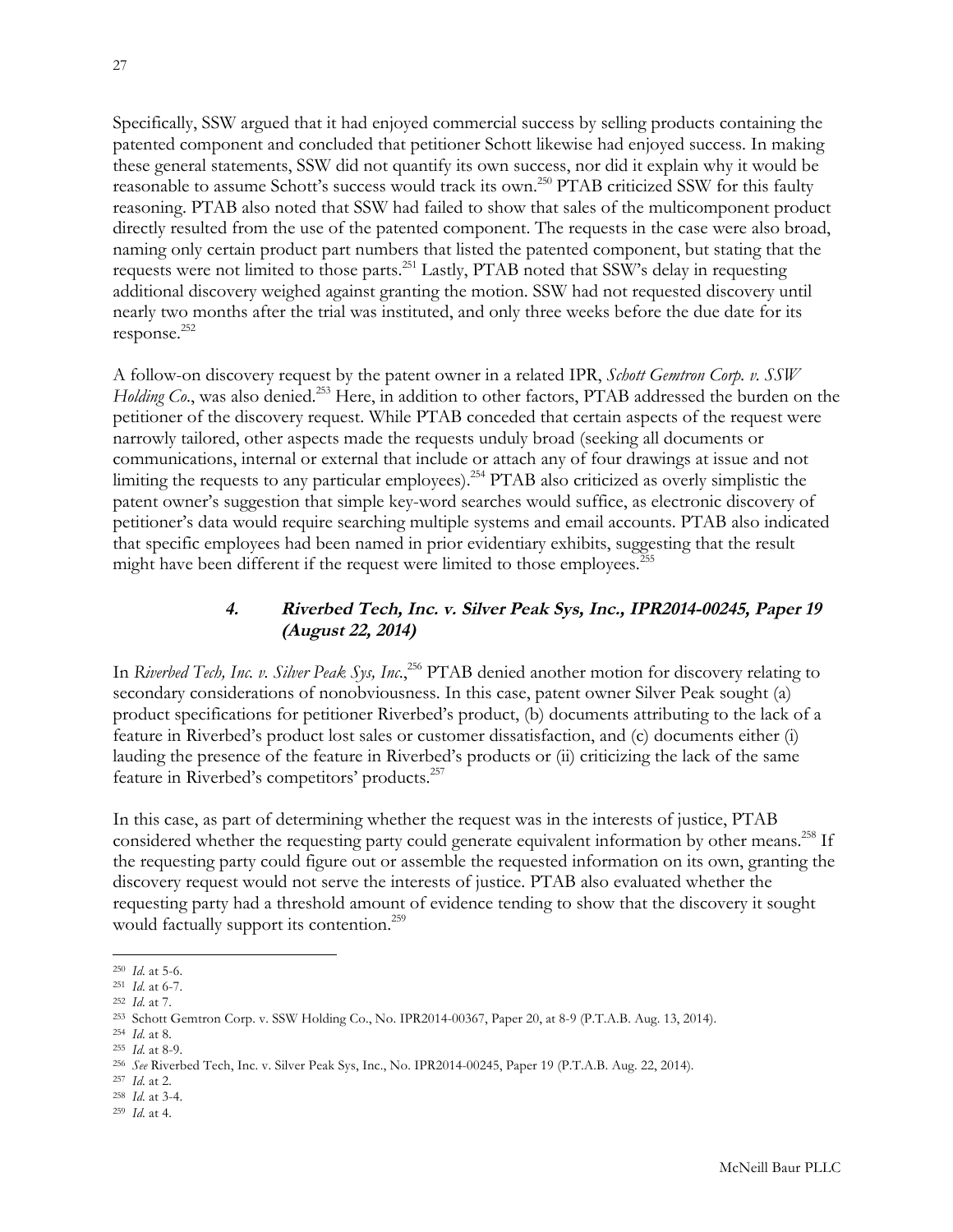Specifically, SSW argued that it had enjoyed commercial success by selling products containing the patented component and concluded that petitioner Schott likewise had enjoyed success. In making these general statements, SSW did not quantify its own success, nor did it explain why it would be reasonable to assume Schott's success would track its own.[250] PTAB criticized SSW for this faulty reasoning. PTAB also noted that SSW had failed to show that sales of the multicomponent product directly resulted from the use of the patented component. The requests in the case were also broad, naming only certain product part numbers that listed the patented component, but stating that the requests were not limited to those parts.[251] Lastly, PTAB noted that SSW's delay in requesting additional discovery weighed against granting the motion. SSW had not requested discovery until nearly two months after the trial was instituted, and only three weeks before the due date for its response.[252]

A follow-on discovery request by the patent owner in a related IPR, *Schott Gemtron Corp. v. SSW Holding Co.*, was also denied.[253] Here, in addition to other factors, PTAB addressed the burden on the petitioner of the discovery request. While PTAB conceded that certain aspects of the request were narrowly tailored, other aspects made the requests unduly broad (seeking all documents or communications, internal or external that include or attach any of four drawings at issue and not limiting the requests to any particular employees).[254] PTAB also criticized as overly simplistic the patent owner's suggestion that simple key-word searches would suffice, as electronic discovery of petitioner's data would require searching multiple systems and email accounts. PTAB also indicated that specific employees had been named in prior evidentiary exhibits, suggesting that the result might have been different if the request were limited to those employees.[255]

### 4. *Riverbed Tech, Inc. v. Silver Peak Sys, Inc., IPR2014-00245, Paper 19 (August 22, 2014)*

In *Riverbed Tech, Inc. v. Silver Peak Sys, Inc.*,[256] PTAB denied another motion for discovery relating to secondary considerations of nonobviousness. In this case, patent owner Silver Peak sought (a) product specifications for petitioner Riverbed's product, (b) documents attributing to the lack of a feature in Riverbed's product lost sales or customer dissatisfaction, and (c) documents either (i) lauding the presence of the feature in Riverbed's products or (ii) criticizing the lack of the same feature in Riverbed's competitors' products.[257]

In this case, as part of determining whether the request was in the interests of justice, PTAB considered whether the requesting party could generate equivalent information by other means.[258] If the requesting party could figure out or assemble the requested information on its own, granting the discovery request would not serve the interests of justice. PTAB also evaluated whether the requesting party had a threshold amount of evidence tending to show that the discovery it sought would factually support its contention.[259]

---

[250] *Id.* at 5-6.
[251] *Id.* at 6-7.
[252] *Id.* at 7.
[253] Schott Gemtron Corp. v. SSW Holding Co., No. IPR2014-00367, Paper 20, at 8-9 (P.T.A.B. Aug. 13, 2014).
[254] *Id.* at 8.
[255] *Id.* at 8-9.
[256] *See* Riverbed Tech, Inc. v. Silver Peak Sys, Inc., No. IPR2014-00245, Paper 19 (P.T.A.B. Aug. 22, 2014).
[257] *Id.* at 2.
[258] *Id.* at 3-4.
[259] *Id.* at 4.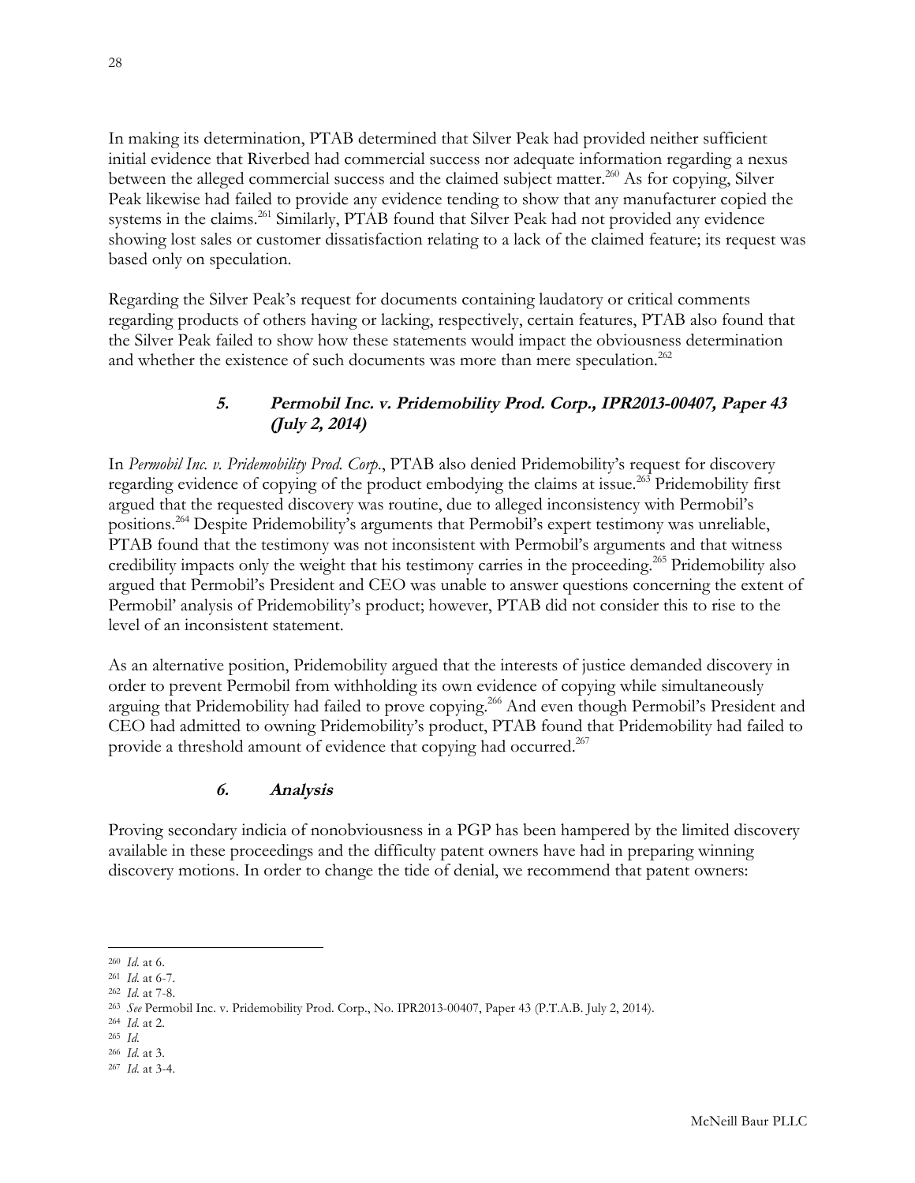In making its determination, PTAB determined that Silver Peak had provided neither sufficient initial evidence that Riverbed had commercial success nor adequate information regarding a nexus between the alleged commercial success and the claimed subject matter.[260] As for copying, Silver Peak likewise had failed to provide any evidence tending to show that any manufacturer copied the systems in the claims.[261] Similarly, PTAB found that Silver Peak had not provided any evidence showing lost sales or customer dissatisfaction relating to a lack of the claimed feature; its request was based only on speculation.

Regarding the Silver Peak's request for documents containing laudatory or critical comments regarding products of others having or lacking, respectively, certain features, PTAB also found that the Silver Peak failed to show how these statements would impact the obviousness determination and whether the existence of such documents was more than mere speculation.[262]

#### 5. *Permobil Inc. v. Pridemobility Prod. Corp.*, IPR2013-00407, Paper 43 (July 2, 2014)

In *Permobil Inc. v. Pridemobility Prod. Corp.*, PTAB also denied Pridemobility's request for discovery regarding evidence of copying of the product embodying the claims at issue.[263] Pridemobility first argued that the requested discovery was routine, due to alleged inconsistency with Permobil's positions.[264] Despite Pridemobility's arguments that Permobil's expert testimony was unreliable, PTAB found that the testimony was not inconsistent with Permobil's arguments and that witness credibility impacts only the weight that his testimony carries in the proceeding.[265] Pridemobility also argued that Permobil's President and CEO was unable to answer questions concerning the extent of Permobil' analysis of Pridemobility's product; however, PTAB did not consider this to rise to the level of an inconsistent statement.

As an alternative position, Pridemobility argued that the interests of justice demanded discovery in order to prevent Permobil from withholding its own evidence of copying while simultaneously arguing that Pridemobility had failed to prove copying.[266] And even though Permobil's President and CEO had admitted to owning Pridemobility's product, PTAB found that Pridemobility had failed to provide a threshold amount of evidence that copying had occurred.[267]

#### 6. Analysis

Proving secondary indicia of nonobviousness in a PGP has been hampered by the limited discovery available in these proceedings and the difficulty patent owners have had in preparing winning discovery motions. In order to change the tide of denial, we recommend that patent owners:

---

[260] *Id.* at 6.
[261] *Id.* at 6-7.
[262] *Id.* at 7-8.
[263] *See* Permobil Inc. v. Pridemobility Prod. Corp., No. IPR2013-00407, Paper 43 (P.T.A.B. July 2, 2014).
[264] *Id.* at 2.
[265] *Id.*
[266] *Id.* at 3.
[267] *Id.* at 3-4.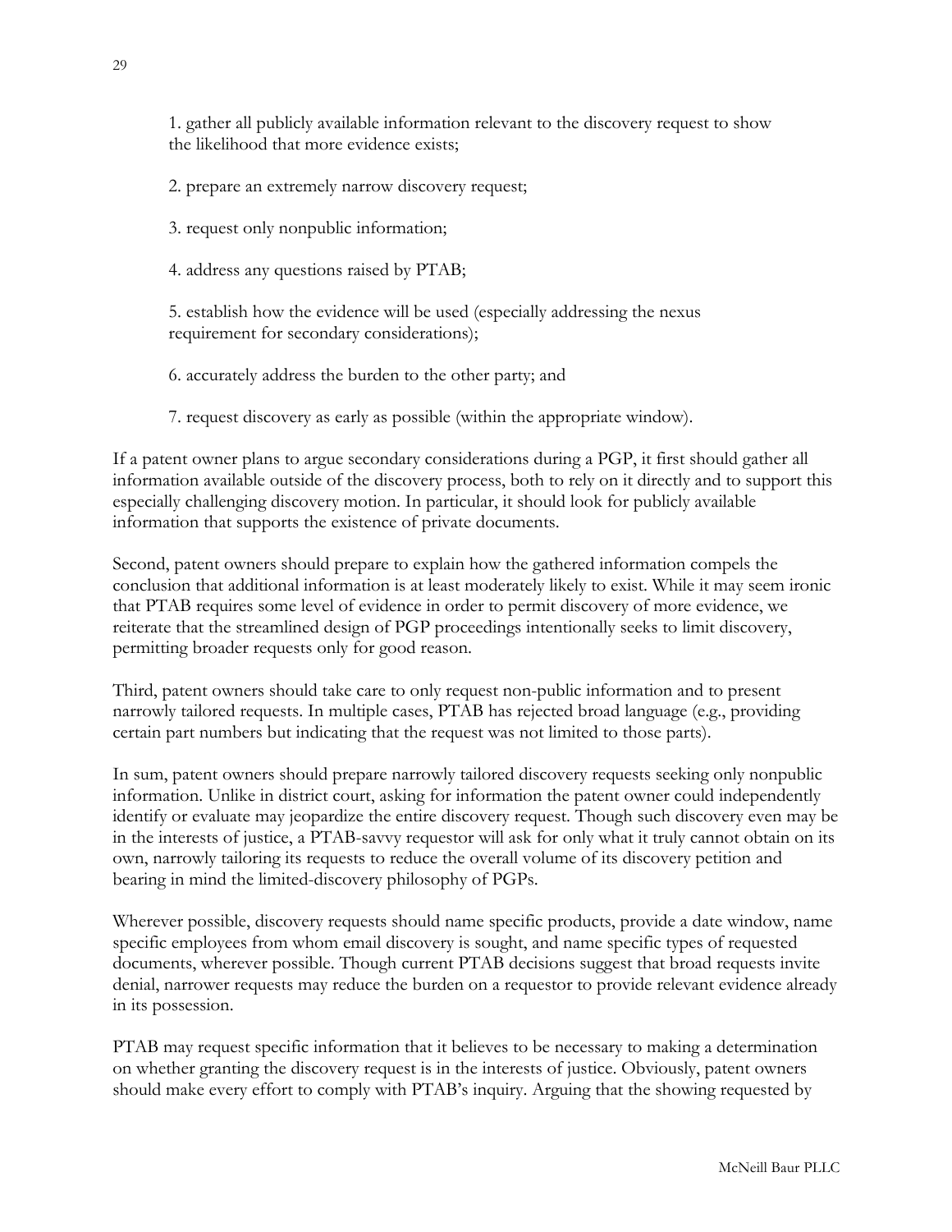1. gather all publicly available information relevant to the discovery request to show the likelihood that more evidence exists;

2. prepare an extremely narrow discovery request;

3. request only nonpublic information;

4. address any questions raised by PTAB;

5. establish how the evidence will be used (especially addressing the nexus requirement for secondary considerations);

6. accurately address the burden to the other party; and

7. request discovery as early as possible (within the appropriate window).

If a patent owner plans to argue secondary considerations during a PGP, it first should gather all information available outside of the discovery process, both to rely on it directly and to support this especially challenging discovery motion. In particular, it should look for publicly available information that supports the existence of private documents.

Second, patent owners should prepare to explain how the gathered information compels the conclusion that additional information is at least moderately likely to exist. While it may seem ironic that PTAB requires some level of evidence in order to permit discovery of more evidence, we reiterate that the streamlined design of PGP proceedings intentionally seeks to limit discovery, permitting broader requests only for good reason.

Third, patent owners should take care to only request non-public information and to present narrowly tailored requests. In multiple cases, PTAB has rejected broad language (e.g., providing certain part numbers but indicating that the request was not limited to those parts).

In sum, patent owners should prepare narrowly tailored discovery requests seeking only nonpublic information. Unlike in district court, asking for information the patent owner could independently identify or evaluate may jeopardize the entire discovery request. Though such discovery even may be in the interests of justice, a PTAB-savvy requestor will ask for only what it truly cannot obtain on its own, narrowly tailoring its requests to reduce the overall volume of its discovery petition and bearing in mind the limited-discovery philosophy of PGPs.

Wherever possible, discovery requests should name specific products, provide a date window, name specific employees from whom email discovery is sought, and name specific types of requested documents, wherever possible. Though current PTAB decisions suggest that broad requests invite denial, narrower requests may reduce the burden on a requestor to provide relevant evidence already in its possession.

PTAB may request specific information that it believes to be necessary to making a determination on whether granting the discovery request is in the interests of justice. Obviously, patent owners should make every effort to comply with PTAB's inquiry. Arguing that the showing requested by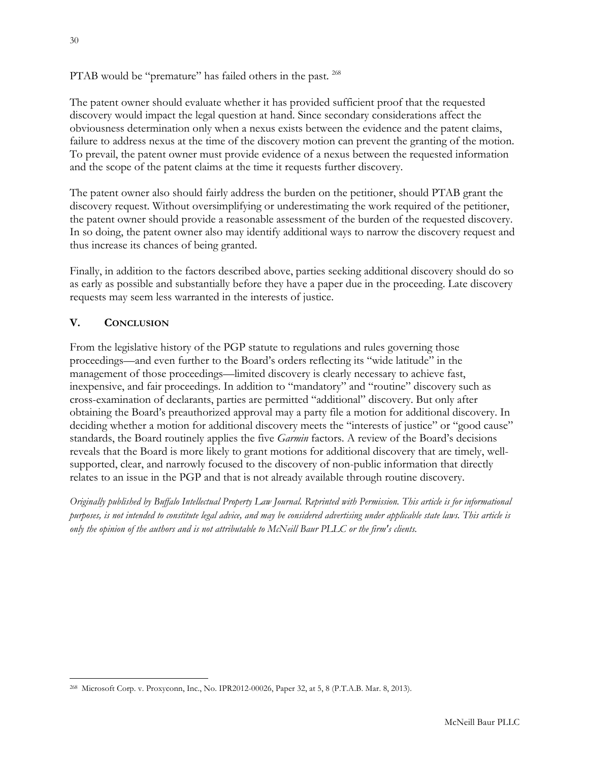PTAB would be "premature" has failed others in the past. [268]

The patent owner should evaluate whether it has provided sufficient proof that the requested discovery would impact the legal question at hand. Since secondary considerations affect the obviousness determination only when a nexus exists between the evidence and the patent claims, failure to address nexus at the time of the discovery motion can prevent the granting of the motion. To prevail, the patent owner must provide evidence of a nexus between the requested information and the scope of the patent claims at the time it requests further discovery.

The patent owner also should fairly address the burden on the petitioner, should PTAB grant the discovery request. Without oversimplifying or underestimating the work required of the petitioner, the patent owner should provide a reasonable assessment of the burden of the requested discovery. In so doing, the patent owner also may identify additional ways to narrow the discovery request and thus increase its chances of being granted.

Finally, in addition to the factors described above, parties seeking additional discovery should do so as early as possible and substantially before they have a paper due in the proceeding. Late discovery requests may seem less warranted in the interests of justice.

## V. CONCLUSION

From the legislative history of the PGP statute to regulations and rules governing those proceedings—and even further to the Board's orders reflecting its "wide latitude" in the management of those proceedings—limited discovery is clearly necessary to achieve fast, inexpensive, and fair proceedings. In addition to "mandatory" and "routine" discovery such as cross-examination of declarants, parties are permitted "additional" discovery. But only after obtaining the Board's preauthorized approval may a party file a motion for additional discovery. In deciding whether a motion for additional discovery meets the "interests of justice" or "good cause" standards, the Board routinely applies the five *Garmin* factors. A review of the Board's decisions reveals that the Board is more likely to grant motions for additional discovery that are timely, well-supported, clear, and narrowly focused to the discovery of non-public information that directly relates to an issue in the PGP and that is not already available through routine discovery.

*Originally published by Buffalo Intellectual Property Law Journal. Reprinted with Permission. This article is for informational purposes, is not intended to constitute legal advice, and may be considered advertising under applicable state laws. This article is only the opinion of the authors and is not attributable to McNeill Baur PLLC or the firm's clients.*

---

[268] Microsoft Corp. v. Proxyconn, Inc., No. IPR2012-00026, Paper 32, at 5, 8 (P.T.A.B. Mar. 8, 2013).